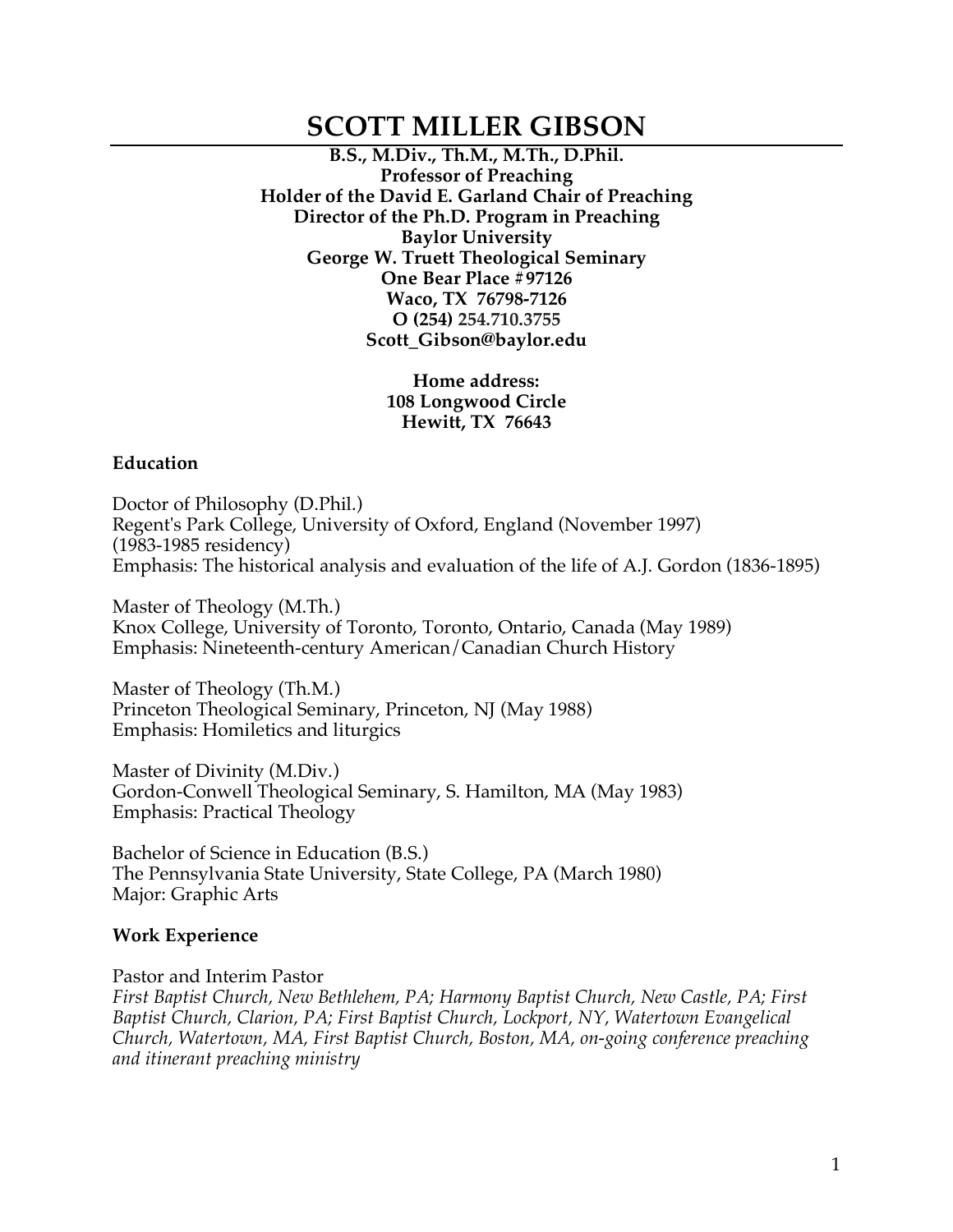# SCOTT MILLER GIBSON

**B.S., M.Div., Th.M., M.Th., D.Phil.**
**Professor of Preaching**
**Holder of the David E. Garland Chair of Preaching**
**Director of the Ph.D. Program in Preaching**
**Baylor University**
**George W. Truett Theological Seminary**
**One Bear Place #97126**
**Waco, TX 76798-7126**
**O (254) 254.710.3755**
**Scott_Gibson@baylor.edu**

**Home address:**
**108 Longwood Circle**
**Hewitt, TX 76643**

### Education

Doctor of Philosophy (D.Phil.)
Regent's Park College, University of Oxford, England (November 1997)
(1983-1985 residency)
Emphasis: The historical analysis and evaluation of the life of A.J. Gordon (1836-1895)

Master of Theology (M.Th.)
Knox College, University of Toronto, Toronto, Ontario, Canada (May 1989)
Emphasis: Nineteenth-century American/Canadian Church History

Master of Theology (Th.M.)
Princeton Theological Seminary, Princeton, NJ (May 1988)
Emphasis: Homiletics and liturgics

Master of Divinity (M.Div.)
Gordon-Conwell Theological Seminary, S. Hamilton, MA (May 1983)
Emphasis: Practical Theology

Bachelor of Science in Education (B.S.)
The Pennsylvania State University, State College, PA (March 1980)
Major: Graphic Arts

### Work Experience

Pastor and Interim Pastor
*First Baptist Church, New Bethlehem, PA; Harmony Baptist Church, New Castle, PA; First Baptist Church, Clarion, PA; First Baptist Church, Lockport, NY, Watertown Evangelical Church, Watertown, MA, First Baptist Church, Boston, MA, on-going conference preaching and itinerant preaching ministry*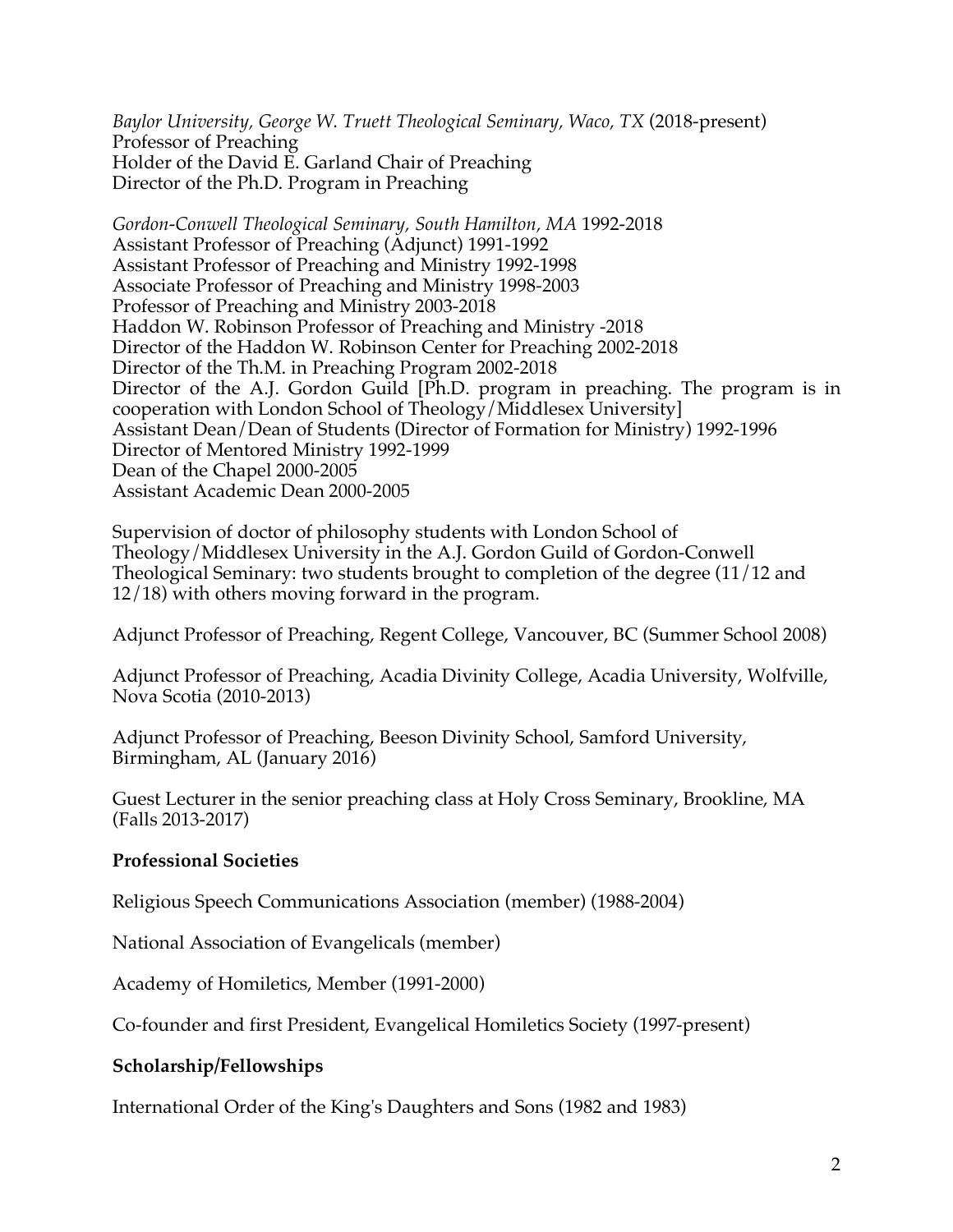*Baylor University, George W. Truett Theological Seminary, Waco, TX* (2018-present)
Professor of Preaching
Holder of the David E. Garland Chair of Preaching
Director of the Ph.D. Program in Preaching

*Gordon-Conwell Theological Seminary, South Hamilton, MA* 1992-2018
Assistant Professor of Preaching (Adjunct) 1991-1992
Assistant Professor of Preaching and Ministry 1992-1998
Associate Professor of Preaching and Ministry 1998-2003
Professor of Preaching and Ministry 2003-2018
Haddon W. Robinson Professor of Preaching and Ministry -2018
Director of the Haddon W. Robinson Center for Preaching 2002-2018
Director of the Th.M. in Preaching Program 2002-2018
Director of the A.J. Gordon Guild [Ph.D. program in preaching. The program is in cooperation with London School of Theology/Middlesex University]
Assistant Dean/Dean of Students (Director of Formation for Ministry) 1992-1996
Director of Mentored Ministry 1992-1999
Dean of the Chapel 2000-2005
Assistant Academic Dean 2000-2005

Supervision of doctor of philosophy students with London School of Theology/Middlesex University in the A.J. Gordon Guild of Gordon-Conwell Theological Seminary: two students brought to completion of the degree (11/12 and 12/18) with others moving forward in the program.

Adjunct Professor of Preaching, Regent College, Vancouver, BC (Summer School 2008)

Adjunct Professor of Preaching, Acadia Divinity College, Acadia University, Wolfville, Nova Scotia (2010-2013)

Adjunct Professor of Preaching, Beeson Divinity School, Samford University, Birmingham, AL (January 2016)

Guest Lecturer in the senior preaching class at Holy Cross Seminary, Brookline, MA (Falls 2013-2017)

## Professional Societies

Religious Speech Communications Association (member) (1988-2004)

National Association of Evangelicals (member)

Academy of Homiletics, Member (1991-2000)

Co-founder and first President, Evangelical Homiletics Society (1997-present)

## Scholarship/Fellowships

International Order of the King's Daughters and Sons (1982 and 1983)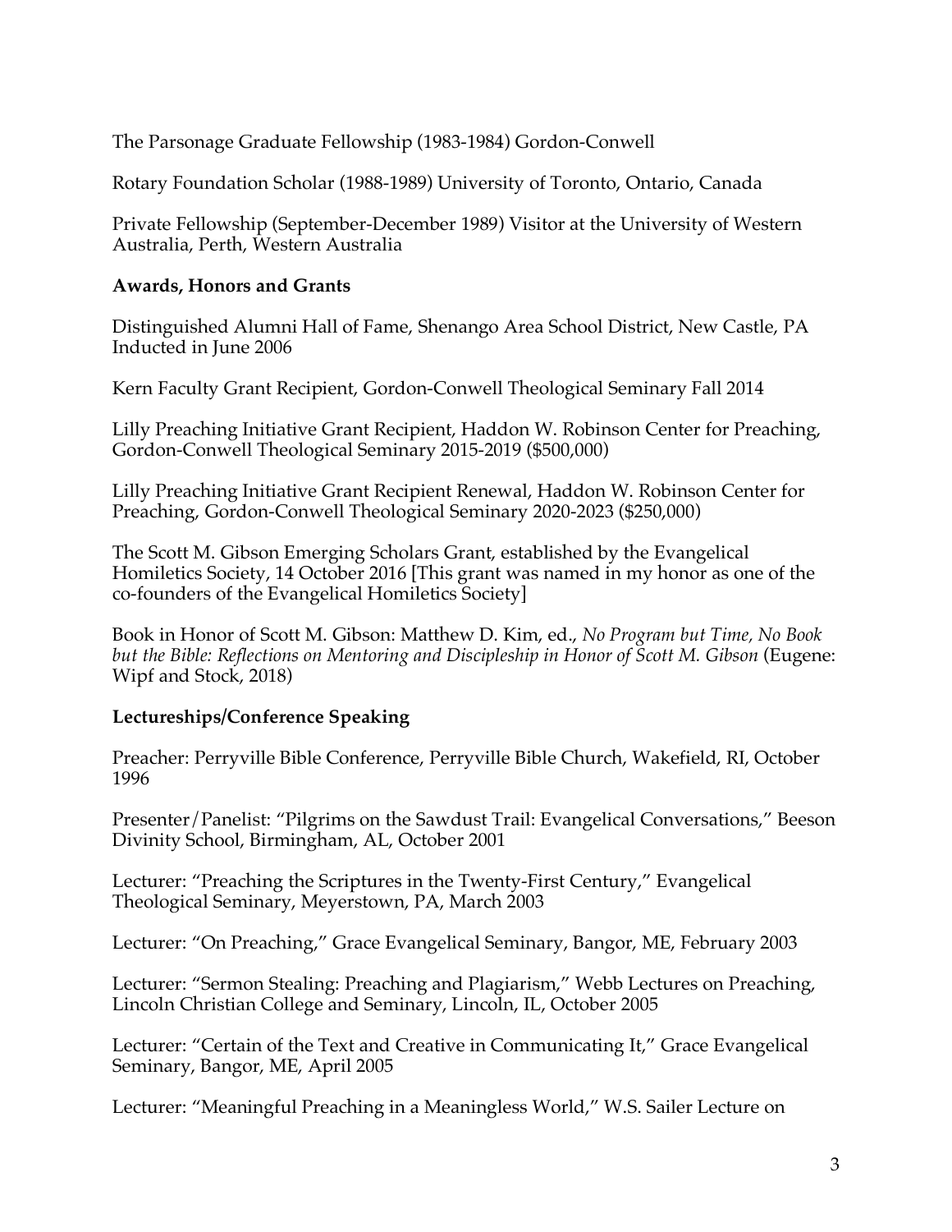The Parsonage Graduate Fellowship (1983-1984) Gordon-Conwell

Rotary Foundation Scholar (1988-1989) University of Toronto, Ontario, Canada

Private Fellowship (September-December 1989) Visitor at the University of Western Australia, Perth, Western Australia

**Awards, Honors and Grants**

Distinguished Alumni Hall of Fame, Shenango Area School District, New Castle, PA Inducted in June 2006

Kern Faculty Grant Recipient, Gordon-Conwell Theological Seminary Fall 2014

Lilly Preaching Initiative Grant Recipient, Haddon W. Robinson Center for Preaching, Gordon-Conwell Theological Seminary 2015-2019 ($500,000)

Lilly Preaching Initiative Grant Recipient Renewal, Haddon W. Robinson Center for Preaching, Gordon-Conwell Theological Seminary 2020-2023 ($250,000)

The Scott M. Gibson Emerging Scholars Grant, established by the Evangelical Homiletics Society, 14 October 2016 [This grant was named in my honor as one of the co-founders of the Evangelical Homiletics Society]

Book in Honor of Scott M. Gibson: Matthew D. Kim, ed., *No Program but Time, No Book but the Bible: Reflections on Mentoring and Discipleship in Honor of Scott M. Gibson* (Eugene: Wipf and Stock, 2018)

**Lectureships/Conference Speaking**

Preacher: Perryville Bible Conference, Perryville Bible Church, Wakefield, RI, October 1996

Presenter/Panelist: "Pilgrims on the Sawdust Trail: Evangelical Conversations," Beeson Divinity School, Birmingham, AL, October 2001

Lecturer: "Preaching the Scriptures in the Twenty-First Century," Evangelical Theological Seminary, Meyerstown, PA, March 2003

Lecturer: "On Preaching," Grace Evangelical Seminary, Bangor, ME, February 2003

Lecturer: "Sermon Stealing: Preaching and Plagiarism," Webb Lectures on Preaching, Lincoln Christian College and Seminary, Lincoln, IL, October 2005

Lecturer: "Certain of the Text and Creative in Communicating It," Grace Evangelical Seminary, Bangor, ME, April 2005

Lecturer: "Meaningful Preaching in a Meaningless World," W.S. Sailer Lecture on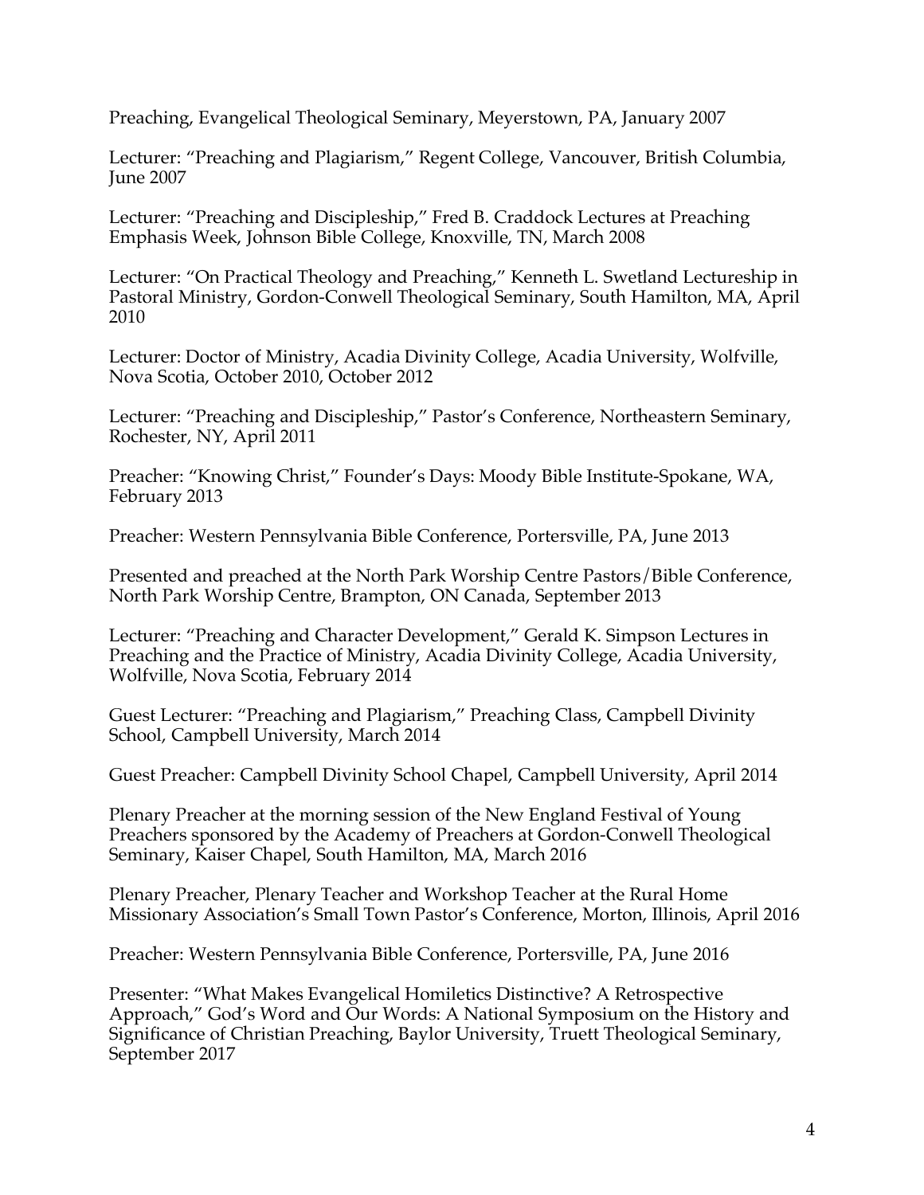Preaching, Evangelical Theological Seminary, Meyerstown, PA, January 2007

Lecturer: "Preaching and Plagiarism," Regent College, Vancouver, British Columbia, June 2007

Lecturer: "Preaching and Discipleship," Fred B. Craddock Lectures at Preaching Emphasis Week, Johnson Bible College, Knoxville, TN, March 2008

Lecturer: "On Practical Theology and Preaching," Kenneth L. Swetland Lectureship in Pastoral Ministry, Gordon-Conwell Theological Seminary, South Hamilton, MA, April 2010

Lecturer: Doctor of Ministry, Acadia Divinity College, Acadia University, Wolfville, Nova Scotia, October 2010, October 2012

Lecturer: "Preaching and Discipleship," Pastor's Conference, Northeastern Seminary, Rochester, NY, April 2011

Preacher: "Knowing Christ," Founder's Days: Moody Bible Institute-Spokane, WA, February 2013

Preacher: Western Pennsylvania Bible Conference, Portersville, PA, June 2013

Presented and preached at the North Park Worship Centre Pastors/Bible Conference, North Park Worship Centre, Brampton, ON Canada, September 2013

Lecturer: "Preaching and Character Development," Gerald K. Simpson Lectures in Preaching and the Practice of Ministry, Acadia Divinity College, Acadia University, Wolfville, Nova Scotia, February 2014

Guest Lecturer: "Preaching and Plagiarism," Preaching Class, Campbell Divinity School, Campbell University, March 2014

Guest Preacher: Campbell Divinity School Chapel, Campbell University, April 2014

Plenary Preacher at the morning session of the New England Festival of Young Preachers sponsored by the Academy of Preachers at Gordon-Conwell Theological Seminary, Kaiser Chapel, South Hamilton, MA, March 2016

Plenary Preacher, Plenary Teacher and Workshop Teacher at the Rural Home Missionary Association's Small Town Pastor's Conference, Morton, Illinois, April 2016

Preacher: Western Pennsylvania Bible Conference, Portersville, PA, June 2016

Presenter: "What Makes Evangelical Homiletics Distinctive? A Retrospective Approach," God's Word and Our Words: A National Symposium on the History and Significance of Christian Preaching, Baylor University, Truett Theological Seminary, September 2017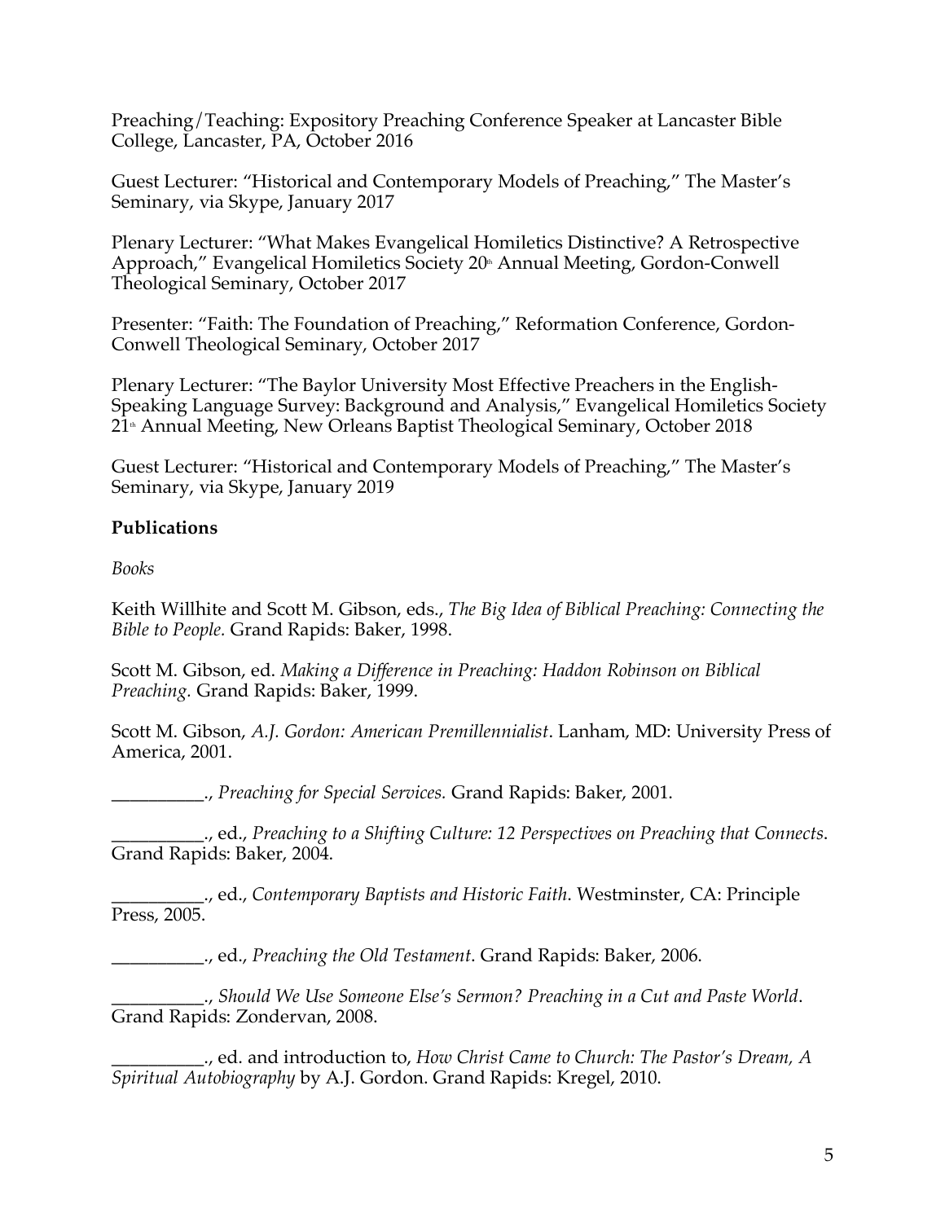Preaching/Teaching: Expository Preaching Conference Speaker at Lancaster Bible College, Lancaster, PA, October 2016

Guest Lecturer: "Historical and Contemporary Models of Preaching," The Master's Seminary, via Skype, January 2017

Plenary Lecturer: "What Makes Evangelical Homiletics Distinctive? A Retrospective Approach," Evangelical Homiletics Society 20th Annual Meeting, Gordon-Conwell Theological Seminary, October 2017

Presenter: "Faith: The Foundation of Preaching," Reformation Conference, Gordon-Conwell Theological Seminary, October 2017

Plenary Lecturer: "The Baylor University Most Effective Preachers in the English-Speaking Language Survey: Background and Analysis," Evangelical Homiletics Society 21st Annual Meeting, New Orleans Baptist Theological Seminary, October 2018

Guest Lecturer: "Historical and Contemporary Models of Preaching," The Master's Seminary, via Skype, January 2019

**Publications**

*Books*

Keith Willhite and Scott M. Gibson, eds., *The Big Idea of Biblical Preaching: Connecting the Bible to People.* Grand Rapids: Baker, 1998.

Scott M. Gibson, ed. *Making a Difference in Preaching: Haddon Robinson on Biblical Preaching.* Grand Rapids: Baker, 1999.

Scott M. Gibson, *A.J. Gordon: American Premillennialist*. Lanham, MD: University Press of America, 2001.

__________., *Preaching for Special Services.* Grand Rapids: Baker, 2001.

__________., ed., *Preaching to a Shifting Culture: 12 Perspectives on Preaching that Connects*. Grand Rapids: Baker, 2004.

__________., ed., *Contemporary Baptists and Historic Faith*. Westminster, CA: Principle Press, 2005.

__________., ed., *Preaching the Old Testament*. Grand Rapids: Baker, 2006.

__________., *Should We Use Someone Else's Sermon? Preaching in a Cut and Paste World*. Grand Rapids: Zondervan, 2008.

__________., ed. and introduction to, *How Christ Came to Church: The Pastor's Dream, A Spiritual Autobiography* by A.J. Gordon. Grand Rapids: Kregel, 2010.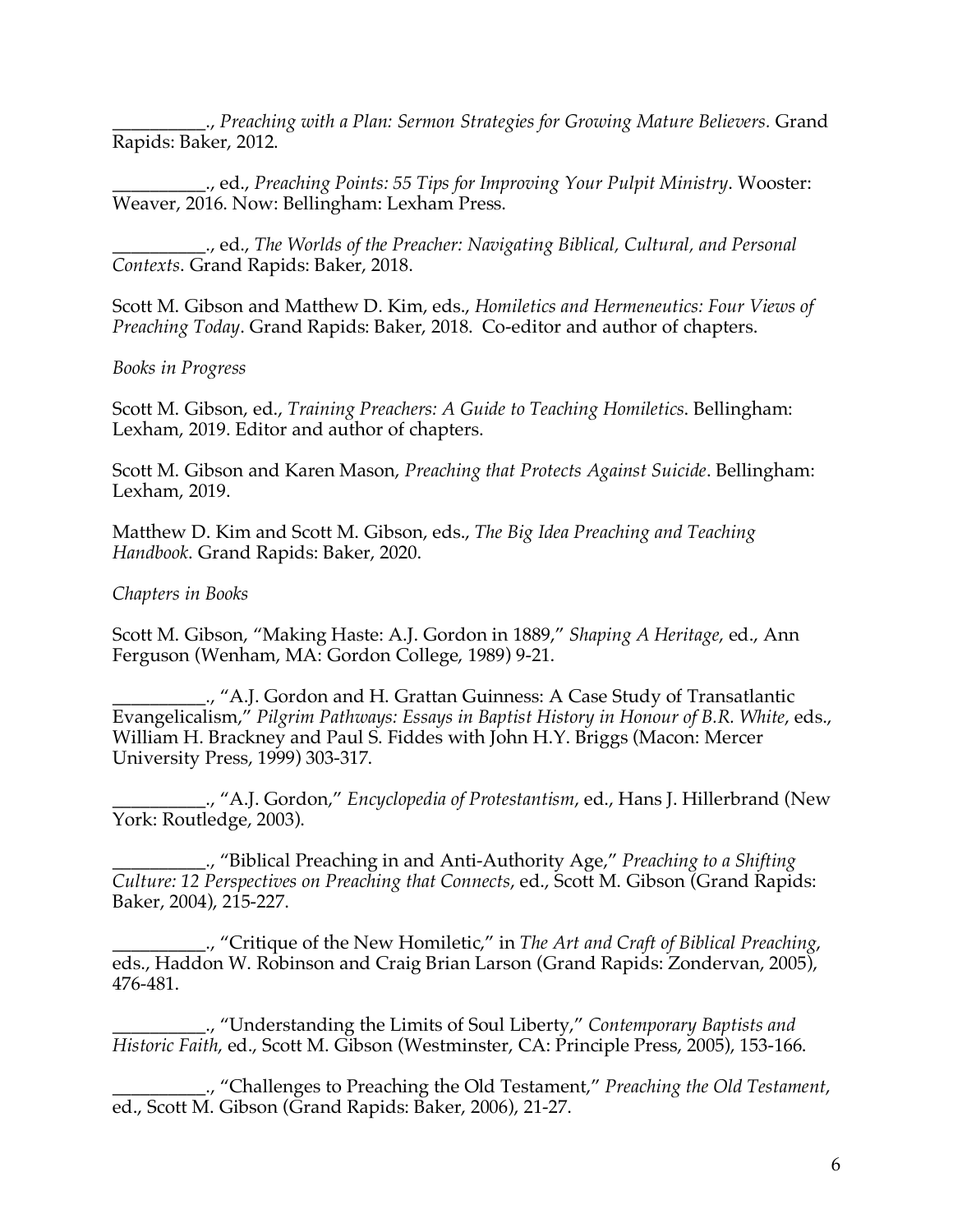__________., *Preaching with a Plan: Sermon Strategies for Growing Mature Believers*. Grand Rapids: Baker, 2012.

__________., ed., *Preaching Points: 55 Tips for Improving Your Pulpit Ministry*. Wooster: Weaver, 2016. Now: Bellingham: Lexham Press.

__________., ed., *The Worlds of the Preacher: Navigating Biblical, Cultural, and Personal Contexts*. Grand Rapids: Baker, 2018.

Scott M. Gibson and Matthew D. Kim, eds., *Homiletics and Hermeneutics: Four Views of Preaching Today*. Grand Rapids: Baker, 2018. Co-editor and author of chapters.

*Books in Progress*

Scott M. Gibson, ed., *Training Preachers: A Guide to Teaching Homiletics*. Bellingham: Lexham, 2019. Editor and author of chapters.

Scott M. Gibson and Karen Mason, *Preaching that Protects Against Suicide*. Bellingham: Lexham, 2019.

Matthew D. Kim and Scott M. Gibson, eds., *The Big Idea Preaching and Teaching Handbook*. Grand Rapids: Baker, 2020.

*Chapters in Books*

Scott M. Gibson, "Making Haste: A.J. Gordon in 1889," *Shaping A Heritage*, ed., Ann Ferguson (Wenham, MA: Gordon College, 1989) 9-21.

__________., "A.J. Gordon and H. Grattan Guinness: A Case Study of Transatlantic Evangelicalism," *Pilgrim Pathways: Essays in Baptist History in Honour of B.R. White*, eds., William H. Brackney and Paul S. Fiddes with John H.Y. Briggs (Macon: Mercer University Press, 1999) 303-317.

__________., "A.J. Gordon," *Encyclopedia of Protestantism*, ed., Hans J. Hillerbrand (New York: Routledge, 2003).

__________., "Biblical Preaching in and Anti-Authority Age," *Preaching to a Shifting Culture: 12 Perspectives on Preaching that Connects*, ed., Scott M. Gibson (Grand Rapids: Baker, 2004), 215-227.

__________., "Critique of the New Homiletic," in *The Art and Craft of Biblical Preaching*, eds., Haddon W. Robinson and Craig Brian Larson (Grand Rapids: Zondervan, 2005), 476-481.

__________., "Understanding the Limits of Soul Liberty," *Contemporary Baptists and Historic Faith*, ed., Scott M. Gibson (Westminster, CA: Principle Press, 2005), 153-166.

__________., "Challenges to Preaching the Old Testament," *Preaching the Old Testament*, ed., Scott M. Gibson (Grand Rapids: Baker, 2006), 21-27.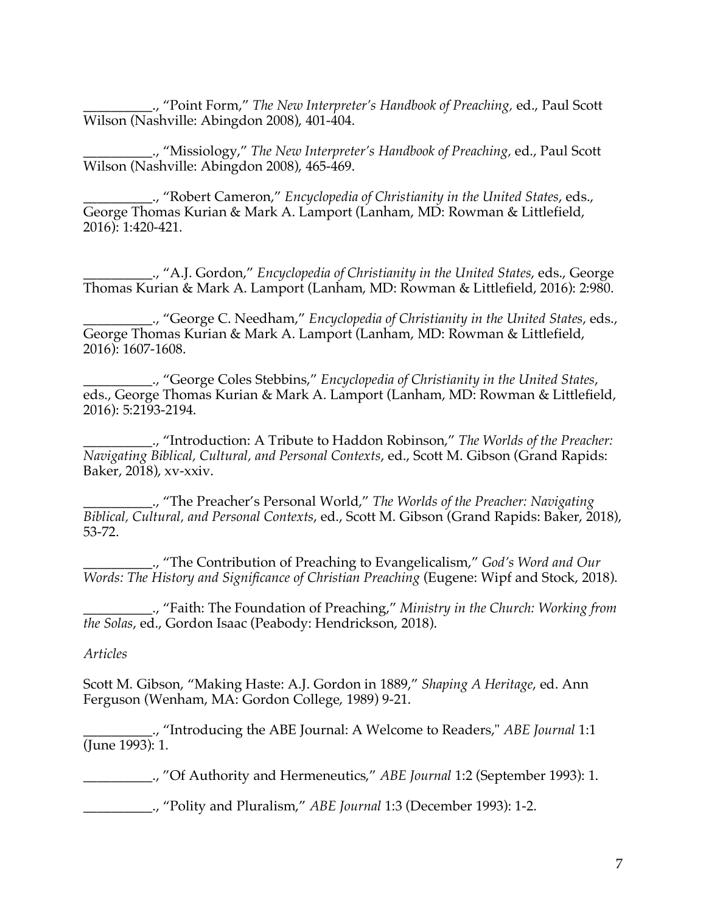__________., "Point Form," *The New Interpreter's Handbook of Preaching,* ed., Paul Scott Wilson (Nashville: Abingdon 2008), 401-404.

__________., "Missiology," *The New Interpreter's Handbook of Preaching,* ed., Paul Scott Wilson (Nashville: Abingdon 2008), 465-469.

__________., "Robert Cameron," *Encyclopedia of Christianity in the United States*, eds., George Thomas Kurian & Mark A. Lamport (Lanham, MD: Rowman & Littlefield, 2016): 1:420-421.

__________., "A.J. Gordon," *Encyclopedia of Christianity in the United States*, eds., George Thomas Kurian & Mark A. Lamport (Lanham, MD: Rowman & Littlefield, 2016): 2:980.

__________., "George C. Needham," *Encyclopedia of Christianity in the United States*, eds., George Thomas Kurian & Mark A. Lamport (Lanham, MD: Rowman & Littlefield, 2016): 1607-1608.

__________., "George Coles Stebbins," *Encyclopedia of Christianity in the United States*, eds., George Thomas Kurian & Mark A. Lamport (Lanham, MD: Rowman & Littlefield, 2016): 5:2193-2194.

__________., "Introduction: A Tribute to Haddon Robinson," *The Worlds of the Preacher: Navigating Biblical, Cultural, and Personal Contexts*, ed., Scott M. Gibson (Grand Rapids: Baker, 2018), xv-xxiv.

__________., "The Preacher's Personal World," *The Worlds of the Preacher: Navigating Biblical, Cultural, and Personal Contexts*, ed., Scott M. Gibson (Grand Rapids: Baker, 2018), 53-72.

__________., "The Contribution of Preaching to Evangelicalism," *God's Word and Our Words: The History and Significance of Christian Preaching* (Eugene: Wipf and Stock, 2018).

__________., "Faith: The Foundation of Preaching," *Ministry in the Church: Working from the Solas*, ed., Gordon Isaac (Peabody: Hendrickson, 2018).

*Articles*

Scott M. Gibson, "Making Haste: A.J. Gordon in 1889," *Shaping A Heritage*, ed. Ann Ferguson (Wenham, MA: Gordon College, 1989) 9-21.

__________., "Introducing the ABE Journal: A Welcome to Readers," *ABE Journal* 1:1 (June 1993): 1.

__________., "Of Authority and Hermeneutics," *ABE Journal* 1:2 (September 1993): 1.

__________., "Polity and Pluralism," *ABE Journal* 1:3 (December 1993): 1-2.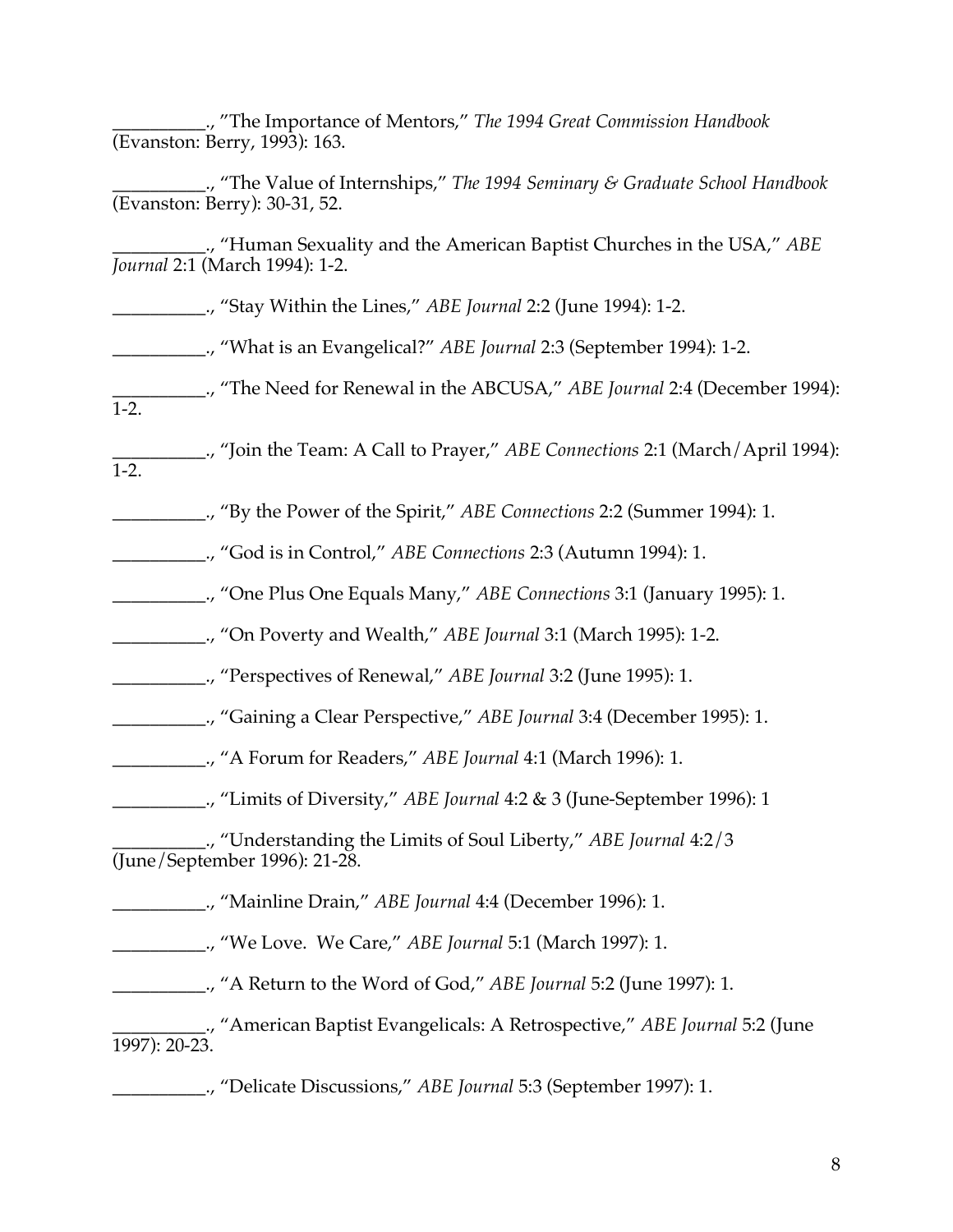__________., "The Importance of Mentors," *The 1994 Great Commission Handbook* (Evanston: Berry, 1993): 163.

__________., "The Value of Internships," *The 1994 Seminary & Graduate School Handbook* (Evanston: Berry): 30-31, 52.

__________., "Human Sexuality and the American Baptist Churches in the USA," *ABE Journal* 2:1 (March 1994): 1-2.

__________., "Stay Within the Lines," *ABE Journal* 2:2 (June 1994): 1-2.

__________., "What is an Evangelical?" *ABE Journal* 2:3 (September 1994): 1-2.

__________., "The Need for Renewal in the ABCUSA," *ABE Journal* 2:4 (December 1994): 1-2.

__________., "Join the Team: A Call to Prayer," *ABE Connections* 2:1 (March/April 1994): 1-2.

__________., "By the Power of the Spirit," *ABE Connections* 2:2 (Summer 1994): 1.

__________., "God is in Control," *ABE Connections* 2:3 (Autumn 1994): 1.

__________., "One Plus One Equals Many," *ABE Connections* 3:1 (January 1995): 1.

__________., "On Poverty and Wealth," *ABE Journal* 3:1 (March 1995): 1-2.

__________., "Perspectives of Renewal," *ABE Journal* 3:2 (June 1995): 1.

__________., "Gaining a Clear Perspective," *ABE Journal* 3:4 (December 1995): 1.

__________., "A Forum for Readers," *ABE Journal* 4:1 (March 1996): 1.

__________., "Limits of Diversity," *ABE Journal* 4:2 & 3 (June-September 1996): 1

__________., "Understanding the Limits of Soul Liberty," *ABE Journal* 4:2/3 (June/September 1996): 21-28.

__________., "Mainline Drain," *ABE Journal* 4:4 (December 1996): 1.

__________., "We Love. We Care," *ABE Journal* 5:1 (March 1997): 1.

__________., "A Return to the Word of God," *ABE Journal* 5:2 (June 1997): 1.

__________., "American Baptist Evangelicals: A Retrospective," *ABE Journal* 5:2 (June 1997): 20-23.

__________., "Delicate Discussions," *ABE Journal* 5:3 (September 1997): 1.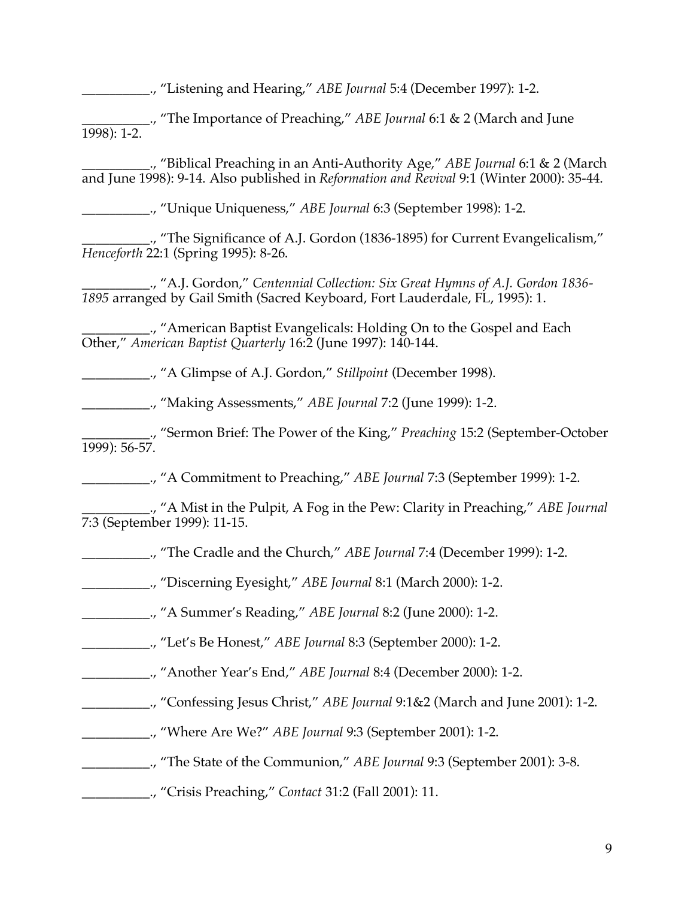__________., "Listening and Hearing," *ABE Journal* 5:4 (December 1997): 1-2.

__________., "The Importance of Preaching," *ABE Journal* 6:1 & 2 (March and June 1998): 1-2.

__________., "Biblical Preaching in an Anti-Authority Age," *ABE Journal* 6:1 & 2 (March and June 1998): 9-14. Also published in *Reformation and Revival* 9:1 (Winter 2000): 35-44.

__________., "Unique Uniqueness," *ABE Journal* 6:3 (September 1998): 1-2.

__________., "The Significance of A.J. Gordon (1836-1895) for Current Evangelicalism," *Henceforth* 22:1 (Spring 1995): 8-26.

__________., "A.J. Gordon," *Centennial Collection: Six Great Hymns of A.J. Gordon 1836-1895* arranged by Gail Smith (Sacred Keyboard, Fort Lauderdale, FL, 1995): 1.

__________., "American Baptist Evangelicals: Holding On to the Gospel and Each Other," *American Baptist Quarterly* 16:2 (June 1997): 140-144.

__________., "A Glimpse of A.J. Gordon," *Stillpoint* (December 1998).

__________., "Making Assessments," *ABE Journal* 7:2 (June 1999): 1-2.

__________., "Sermon Brief: The Power of the King," *Preaching* 15:2 (September-October 1999): 56-57.

__________., "A Commitment to Preaching," *ABE Journal* 7:3 (September 1999): 1-2.

__________., "A Mist in the Pulpit, A Fog in the Pew: Clarity in Preaching," *ABE Journal* 7:3 (September 1999): 11-15.

__________., "The Cradle and the Church," *ABE Journal* 7:4 (December 1999): 1-2.

__________., "Discerning Eyesight," *ABE Journal* 8:1 (March 2000): 1-2.

__________., "A Summer's Reading," *ABE Journal* 8:2 (June 2000): 1-2.

__________., "Let's Be Honest," *ABE Journal* 8:3 (September 2000): 1-2.

__________., "Another Year's End," *ABE Journal* 8:4 (December 2000): 1-2.

__________., "Confessing Jesus Christ," *ABE Journal* 9:1&2 (March and June 2001): 1-2.

__________., "Where Are We?" *ABE Journal* 9:3 (September 2001): 1-2.

__________., "The State of the Communion," *ABE Journal* 9:3 (September 2001): 3-8.

__________., "Crisis Preaching," *Contact* 31:2 (Fall 2001): 11.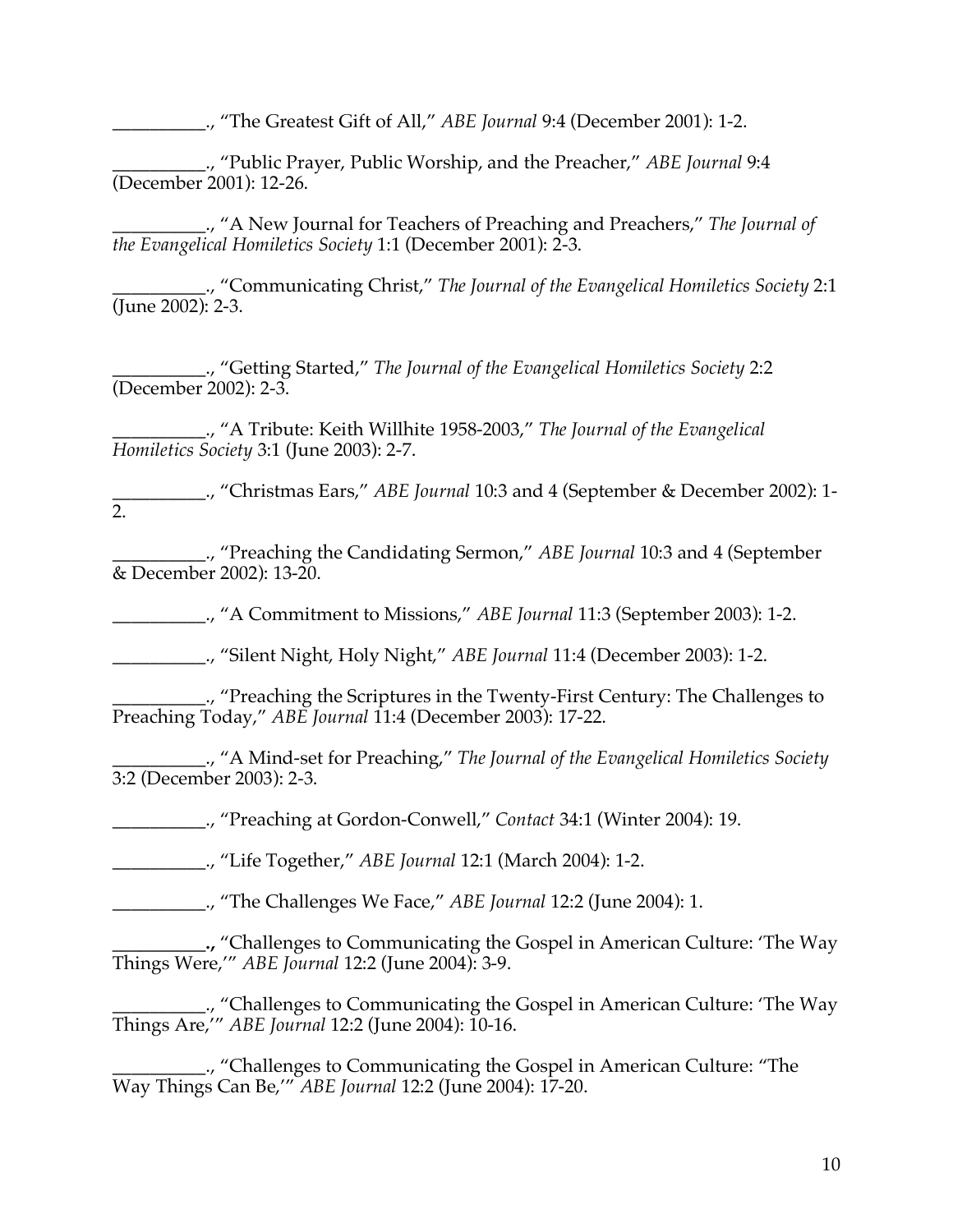__________., "The Greatest Gift of All," *ABE Journal* 9:4 (December 2001): 1-2.

__________., "Public Prayer, Public Worship, and the Preacher," *ABE Journal* 9:4 (December 2001): 12-26.

__________., "A New Journal for Teachers of Preaching and Preachers," *The Journal of the Evangelical Homiletics Society* 1:1 (December 2001): 2-3.

__________., "Communicating Christ," *The Journal of the Evangelical Homiletics Society* 2:1 (June 2002): 2-3.

__________., "Getting Started," *The Journal of the Evangelical Homiletics Society* 2:2 (December 2002): 2-3.

__________., "A Tribute: Keith Willhite 1958-2003," *The Journal of the Evangelical Homiletics Society* 3:1 (June 2003): 2-7.

__________., "Christmas Ears," *ABE Journal* 10:3 and 4 (September & December 2002): 1-2.

__________., "Preaching the Candidating Sermon," *ABE Journal* 10:3 and 4 (September & December 2002): 13-20.

__________., "A Commitment to Missions," *ABE Journal* 11:3 (September 2003): 1-2.

__________., "Silent Night, Holy Night," *ABE Journal* 11:4 (December 2003): 1-2.

__________., "Preaching the Scriptures in the Twenty-First Century: The Challenges to Preaching Today," *ABE Journal* 11:4 (December 2003): 17-22.

__________., "A Mind-set for Preaching," *The Journal of the Evangelical Homiletics Society* 3:2 (December 2003): 2-3.

__________., "Preaching at Gordon-Conwell," *Contact* 34:1 (Winter 2004): 19.

__________., "Life Together," *ABE Journal* 12:1 (March 2004): 1-2.

__________., "The Challenges We Face," *ABE Journal* 12:2 (June 2004): 1.

__________**.,** "Challenges to Communicating the Gospel in American Culture: 'The Way Things Were,'" *ABE Journal* 12:2 (June 2004): 3-9.

__________., "Challenges to Communicating the Gospel in American Culture: 'The Way Things Are,'" *ABE Journal* 12:2 (June 2004): 10-16.

__________., "Challenges to Communicating the Gospel in American Culture: "The Way Things Can Be,'" *ABE Journal* 12:2 (June 2004): 17-20.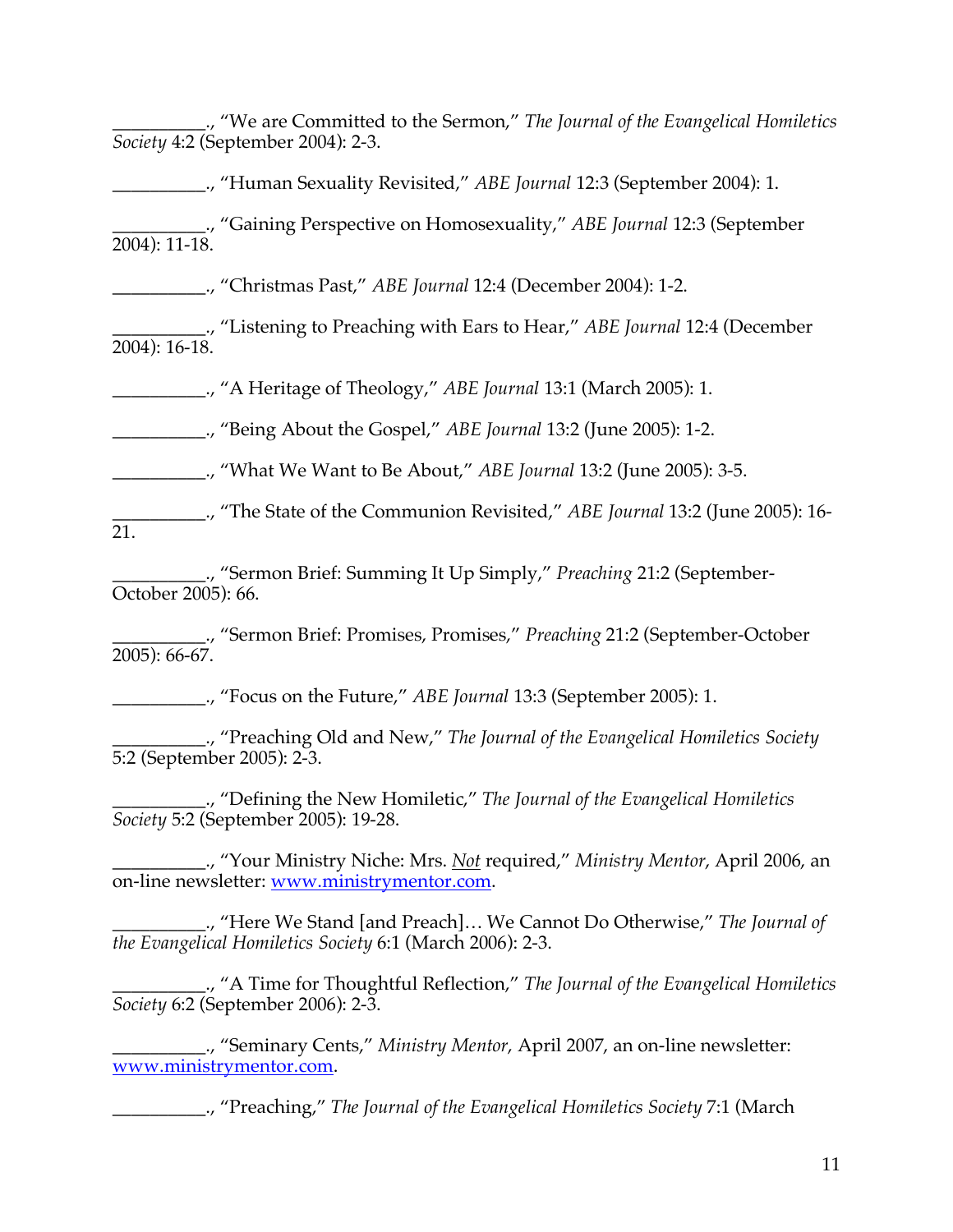__________., “We are Committed to the Sermon,” *The Journal of the Evangelical Homiletics Society* 4:2 (September 2004): 2-3.

__________., “Human Sexuality Revisited,” *ABE Journal* 12:3 (September 2004): 1.

__________., “Gaining Perspective on Homosexuality,” *ABE Journal* 12:3 (September 2004): 11-18.

__________., “Christmas Past,” *ABE Journal* 12:4 (December 2004): 1-2.

__________., “Listening to Preaching with Ears to Hear,” *ABE Journal* 12:4 (December 2004): 16-18.

__________., “A Heritage of Theology,” *ABE Journal* 13:1 (March 2005): 1.

__________., “Being About the Gospel,” *ABE Journal* 13:2 (June 2005): 1-2.

__________., “What We Want to Be About,” *ABE Journal* 13:2 (June 2005): 3-5.

__________., “The State of the Communion Revisited,” *ABE Journal* 13:2 (June 2005): 16-21.

__________., “Sermon Brief: Summing It Up Simply,” *Preaching* 21:2 (September-October 2005): 66.

__________., “Sermon Brief: Promises, Promises,” *Preaching* 21:2 (September-October 2005): 66-67.

__________., “Focus on the Future,” *ABE Journal* 13:3 (September 2005): 1.

__________., “Preaching Old and New,” *The Journal of the Evangelical Homiletics Society* 5:2 (September 2005): 2-3.

__________., “Defining the New Homiletic,” *The Journal of the Evangelical Homiletics Society* 5:2 (September 2005): 19-28.

__________., “Your Ministry Niche: Mrs. *Not* required,” *Ministry Mentor*, April 2006, an on-line newsletter: www.ministrymentor.com.

__________., “Here We Stand [and Preach]… We Cannot Do Otherwise,” *The Journal of the Evangelical Homiletics Society* 6:1 (March 2006): 2-3.

__________., “A Time for Thoughtful Reflection,” *The Journal of the Evangelical Homiletics Society* 6:2 (September 2006): 2-3.

__________., “Seminary Cents,” *Ministry Mentor*, April 2007, an on-line newsletter: www.ministrymentor.com.

__________., “Preaching,” *The Journal of the Evangelical Homiletics Society* 7:1 (March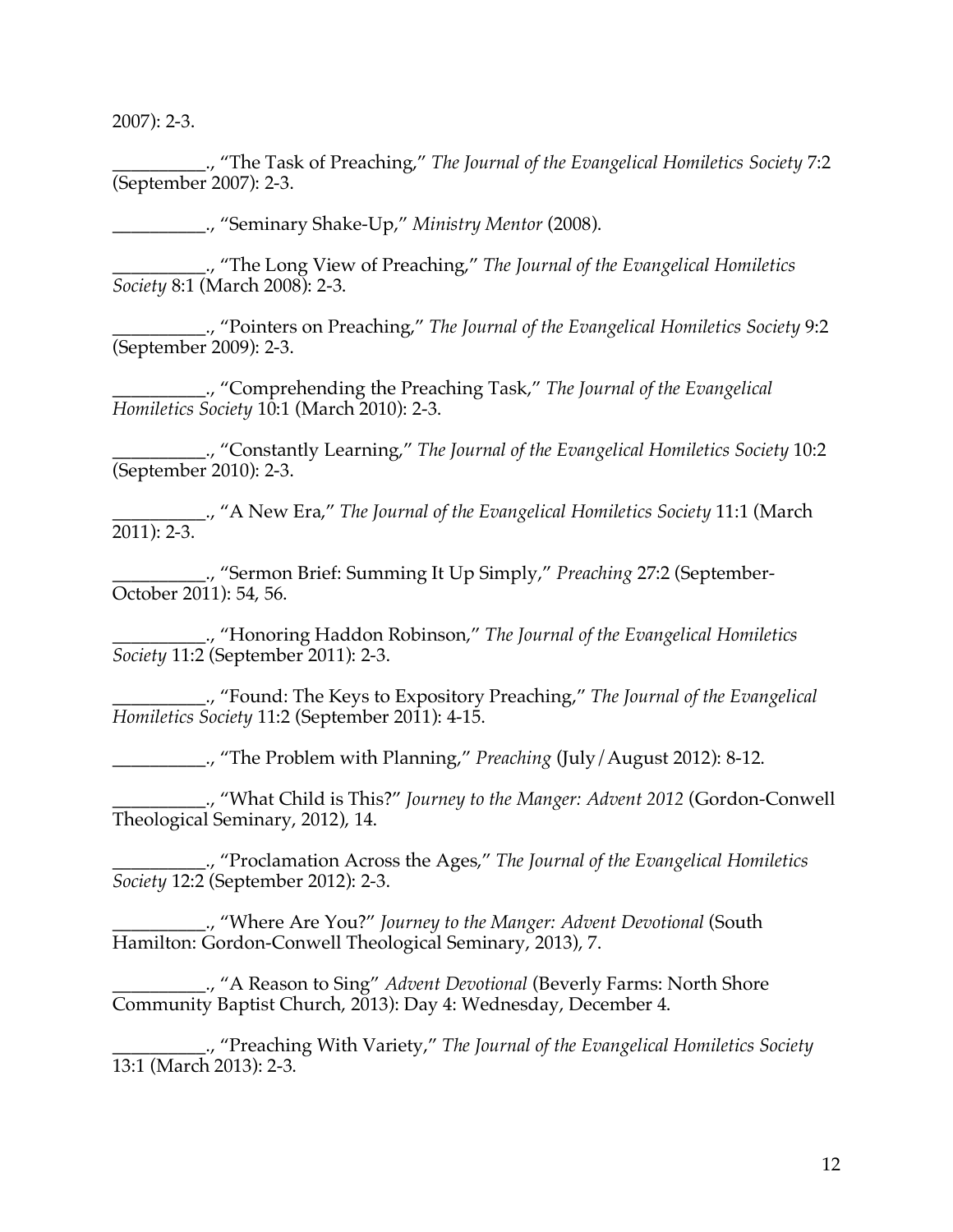2007): 2-3.

__________., "The Task of Preaching," *The Journal of the Evangelical Homiletics Society* 7:2 (September 2007): 2-3.

__________., "Seminary Shake-Up," *Ministry Mentor* (2008).

__________., "The Long View of Preaching," *The Journal of the Evangelical Homiletics Society* 8:1 (March 2008): 2-3.

__________., "Pointers on Preaching," *The Journal of the Evangelical Homiletics Society* 9:2 (September 2009): 2-3.

__________., "Comprehending the Preaching Task," *The Journal of the Evangelical Homiletics Society* 10:1 (March 2010): 2-3.

__________., "Constantly Learning," *The Journal of the Evangelical Homiletics Society* 10:2 (September 2010): 2-3.

__________., "A New Era," *The Journal of the Evangelical Homiletics Society* 11:1 (March 2011): 2-3.

__________., "Sermon Brief: Summing It Up Simply," *Preaching* 27:2 (September-October 2011): 54, 56.

__________., "Honoring Haddon Robinson," *The Journal of the Evangelical Homiletics Society* 11:2 (September 2011): 2-3.

__________., "Found: The Keys to Expository Preaching," *The Journal of the Evangelical Homiletics Society* 11:2 (September 2011): 4-15.

__________., "The Problem with Planning," *Preaching* (July/August 2012): 8-12.

__________., "What Child is This?" *Journey to the Manger: Advent 2012* (Gordon-Conwell Theological Seminary, 2012), 14.

__________., "Proclamation Across the Ages," *The Journal of the Evangelical Homiletics Society* 12:2 (September 2012): 2-3.

__________., "Where Are You?" *Journey to the Manger: Advent Devotional* (South Hamilton: Gordon-Conwell Theological Seminary, 2013), 7.

__________., "A Reason to Sing" *Advent Devotional* (Beverly Farms: North Shore Community Baptist Church, 2013): Day 4: Wednesday, December 4.

__________., "Preaching With Variety," *The Journal of the Evangelical Homiletics Society* 13:1 (March 2013): 2-3.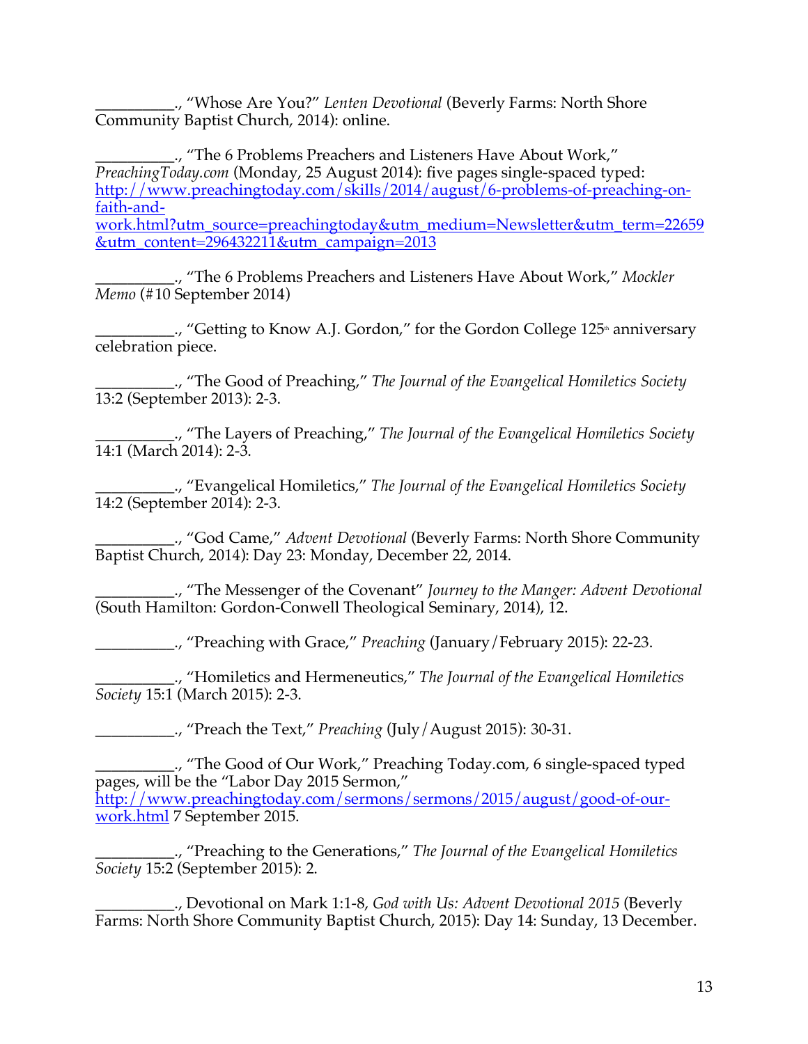__________., “Whose Are You?” *Lenten Devotional* (Beverly Farms: North Shore Community Baptist Church, 2014): online.

__________., “The 6 Problems Preachers and Listeners Have About Work,” *PreachingToday.com* (Monday, 25 August 2014): five pages single-spaced typed: [http://www.preachingtoday.com/skills/2014/august/6-problems-of-preaching-on-faith-and-work.html?utm_source=preachingtoday&utm_medium=Newsletter&utm_term=22659&utm_content=296432211&utm_campaign=2013](http://www.preachingtoday.com/skills/2014/august/6-problems-of-preaching-on-faith-and-work.html?utm_source=preachingtoday&utm_medium=Newsletter&utm_term=22659&utm_content=296432211&utm_campaign=2013)

__________., “The 6 Problems Preachers and Listeners Have About Work,” *Mockler Memo* (#10 September 2014)

__________., “Getting to Know A.J. Gordon,” for the Gordon College 125th anniversary celebration piece.

__________., “The Good of Preaching,” *The Journal of the Evangelical Homiletics Society* 13:2 (September 2013): 2-3.

__________., “The Layers of Preaching,” *The Journal of the Evangelical Homiletics Society* 14:1 (March 2014): 2-3.

__________., “Evangelical Homiletics,” *The Journal of the Evangelical Homiletics Society* 14:2 (September 2014): 2-3.

__________., “God Came,” *Advent Devotional* (Beverly Farms: North Shore Community Baptist Church, 2014): Day 23: Monday, December 22, 2014.

__________., “The Messenger of the Covenant” *Journey to the Manger: Advent Devotional* (South Hamilton: Gordon-Conwell Theological Seminary, 2014), 12.

__________., “Preaching with Grace,” *Preaching* (January/February 2015): 22-23.

__________., “Homiletics and Hermeneutics,” *The Journal of the Evangelical Homiletics Society* 15:1 (March 2015): 2-3.

__________., “Preach the Text,” *Preaching* (July/August 2015): 30-31.

__________., “The Good of Our Work,” Preaching Today.com, 6 single-spaced typed pages, will be the “Labor Day 2015 Sermon,” [http://www.preachingtoday.com/sermons/sermons/2015/august/good-of-our-work.html](http://www.preachingtoday.com/sermons/sermons/2015/august/good-of-our-work.html) 7 September 2015.

__________., “Preaching to the Generations,” *The Journal of the Evangelical Homiletics Society* 15:2 (September 2015): 2.

__________., Devotional on Mark 1:1-8, *God with Us: Advent Devotional 2015* (Beverly Farms: North Shore Community Baptist Church, 2015): Day 14: Sunday, 13 December.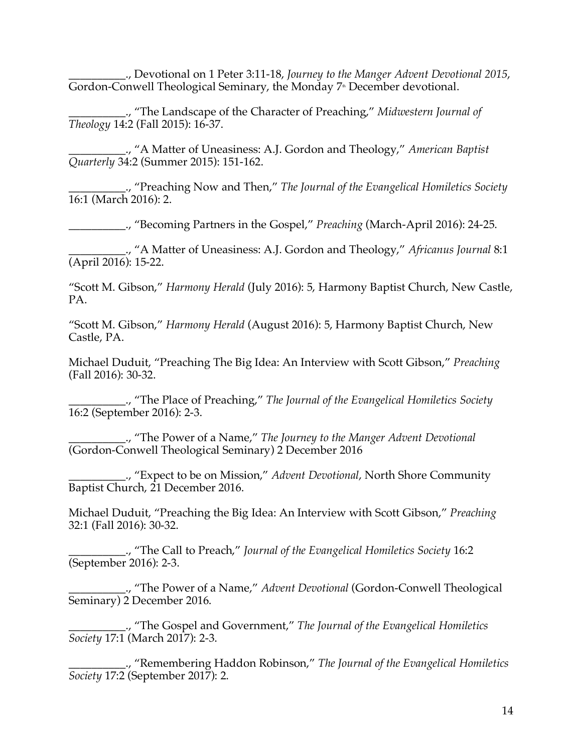__________., Devotional on 1 Peter 3:11-18, *Journey to the Manger Advent Devotional 2015*, Gordon-Conwell Theological Seminary, the Monday 7th December devotional.

__________., "The Landscape of the Character of Preaching," *Midwestern Journal of Theology* 14:2 (Fall 2015): 16-37.

__________., "A Matter of Uneasiness: A.J. Gordon and Theology," *American Baptist Quarterly* 34:2 (Summer 2015): 151-162.

__________., "Preaching Now and Then," *The Journal of the Evangelical Homiletics Society* 16:1 (March 2016): 2.

__________., "Becoming Partners in the Gospel," *Preaching* (March-April 2016): 24-25.

__________., "A Matter of Uneasiness: A.J. Gordon and Theology," *Africanus Journal* 8:1 (April 2016): 15-22.

"Scott M. Gibson," *Harmony Herald* (July 2016): 5, Harmony Baptist Church, New Castle, PA.

"Scott M. Gibson," *Harmony Herald* (August 2016): 5, Harmony Baptist Church, New Castle, PA.

Michael Duduit, "Preaching The Big Idea: An Interview with Scott Gibson," *Preaching* (Fall 2016): 30-32.

__________., "The Place of Preaching," *The Journal of the Evangelical Homiletics Society* 16:2 (September 2016): 2-3.

__________., "The Power of a Name," *The Journey to the Manger Advent Devotional* (Gordon-Conwell Theological Seminary) 2 December 2016

__________., "Expect to be on Mission," *Advent Devotional*, North Shore Community Baptist Church, 21 December 2016.

Michael Duduit, "Preaching the Big Idea: An Interview with Scott Gibson," *Preaching* 32:1 (Fall 2016): 30-32.

__________., "The Call to Preach," *Journal of the Evangelical Homiletics Society* 16:2 (September 2016): 2-3.

__________., "The Power of a Name," *Advent Devotional* (Gordon-Conwell Theological Seminary) 2 December 2016.

__________., "The Gospel and Government," *The Journal of the Evangelical Homiletics Society* 17:1 (March 2017): 2-3.

__________., "Remembering Haddon Robinson," *The Journal of the Evangelical Homiletics Society* 17:2 (September 2017): 2.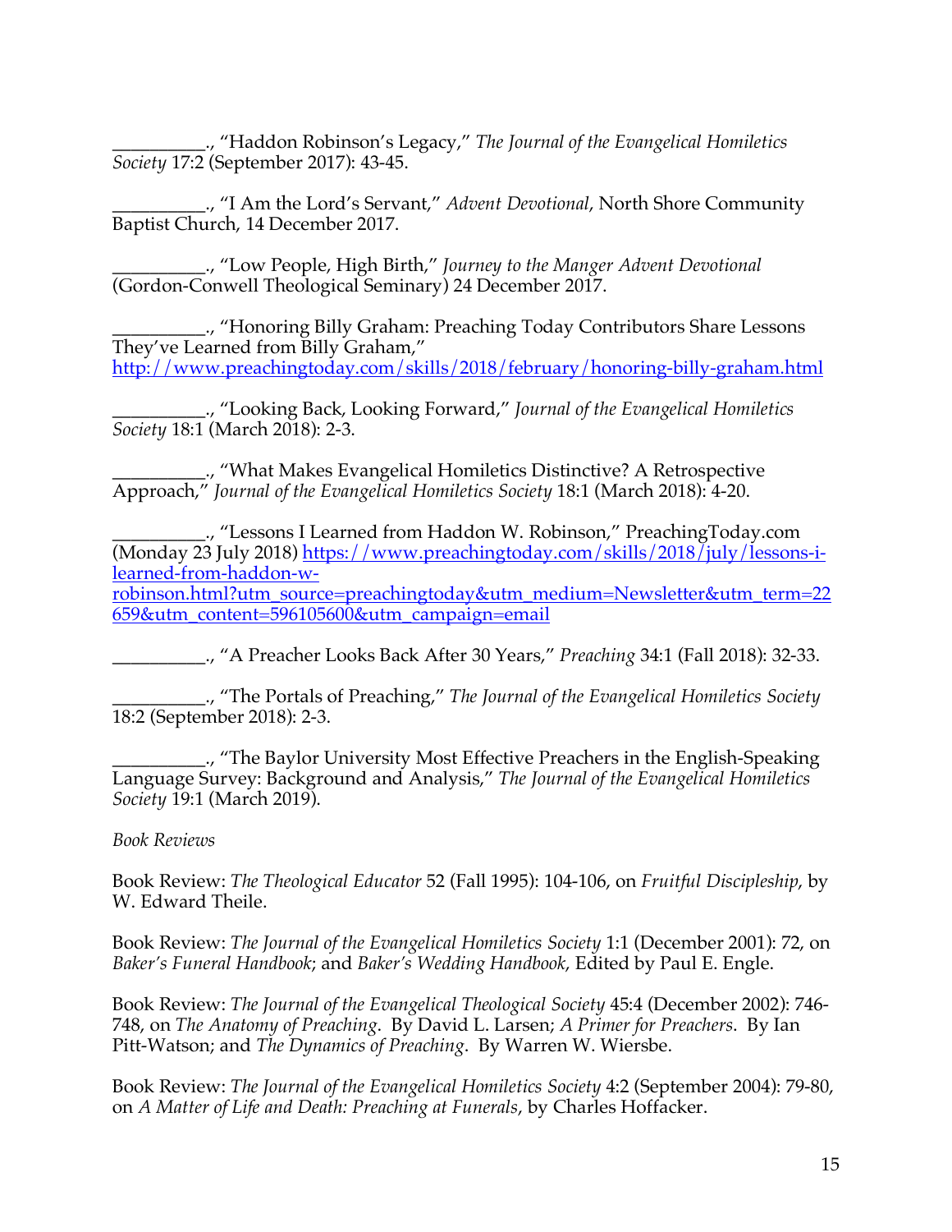__________., "Haddon Robinson's Legacy," *The Journal of the Evangelical Homiletics Society* 17:2 (September 2017): 43-45.

__________., "I Am the Lord's Servant," *Advent Devotional*, North Shore Community Baptist Church, 14 December 2017.

__________., "Low People, High Birth," *Journey to the Manger Advent Devotional* (Gordon-Conwell Theological Seminary) 24 December 2017.

__________., "Honoring Billy Graham: Preaching Today Contributors Share Lessons They've Learned from Billy Graham," http://www.preachingtoday.com/skills/2018/february/honoring-billy-graham.html

__________., "Looking Back, Looking Forward," *Journal of the Evangelical Homiletics Society* 18:1 (March 2018): 2-3.

__________., "What Makes Evangelical Homiletics Distinctive? A Retrospective Approach," *Journal of the Evangelical Homiletics Society* 18:1 (March 2018): 4-20.

__________., "Lessons I Learned from Haddon W. Robinson," PreachingToday.com (Monday 23 July 2018) https://www.preachingtoday.com/skills/2018/july/lessons-i-learned-from-haddon-w-robinson.html?utm_source=preachingtoday&utm_medium=Newsletter&utm_term=22659&utm_content=596105600&utm_campaign=email

__________., "A Preacher Looks Back After 30 Years," *Preaching* 34:1 (Fall 2018): 32-33.

__________., "The Portals of Preaching," *The Journal of the Evangelical Homiletics Society* 18:2 (September 2018): 2-3.

__________., "The Baylor University Most Effective Preachers in the English-Speaking Language Survey: Background and Analysis," *The Journal of the Evangelical Homiletics Society* 19:1 (March 2019).

*Book Reviews*

Book Review: *The Theological Educator* 52 (Fall 1995): 104-106, on *Fruitful Discipleship*, by W. Edward Theile.

Book Review: *The Journal of the Evangelical Homiletics Society* 1:1 (December 2001): 72, on *Baker's Funeral Handbook*; and *Baker's Wedding Handbook*, Edited by Paul E. Engle.

Book Review: *The Journal of the Evangelical Theological Society* 45:4 (December 2002): 746-748, on *The Anatomy of Preaching*. By David L. Larsen; *A Primer for Preachers*. By Ian Pitt-Watson; and *The Dynamics of Preaching*. By Warren W. Wiersbe.

Book Review: *The Journal of the Evangelical Homiletics Society* 4:2 (September 2004): 79-80, on *A Matter of Life and Death: Preaching at Funerals*, by Charles Hoffacker.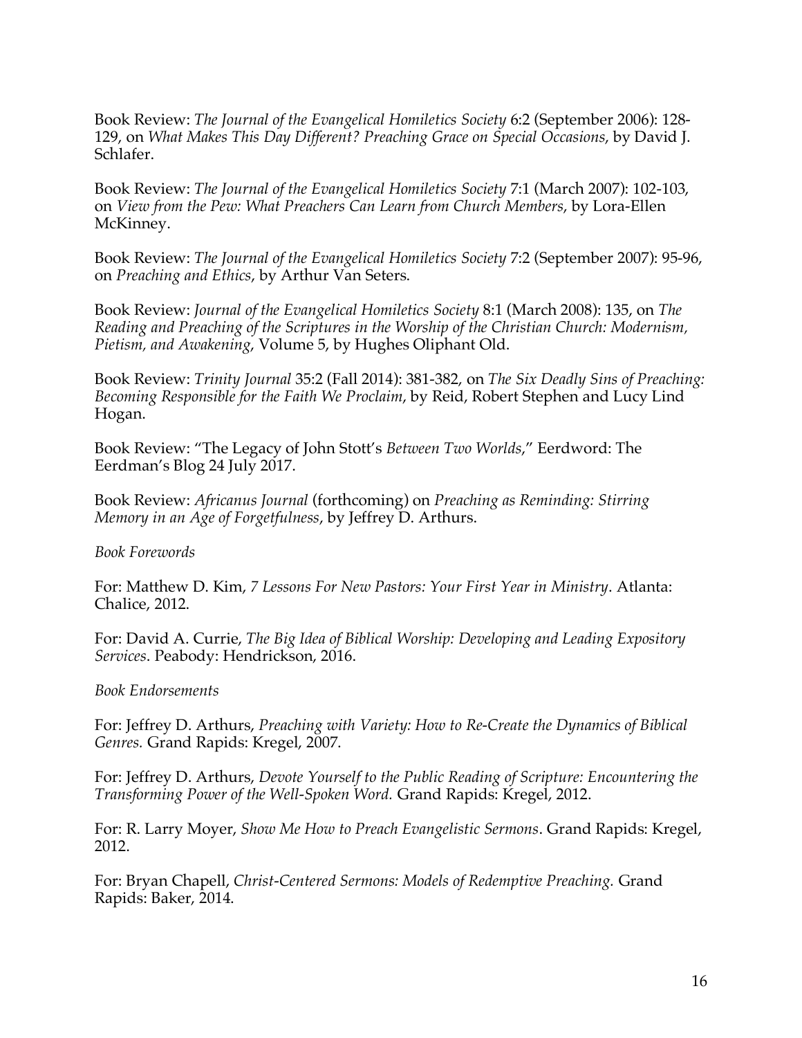Book Review: *The Journal of the Evangelical Homiletics Society* 6:2 (September 2006): 128-129, on *What Makes This Day Different? Preaching Grace on Special Occasions*, by David J. Schlafer.

Book Review: *The Journal of the Evangelical Homiletics Society* 7:1 (March 2007): 102-103, on *View from the Pew: What Preachers Can Learn from Church Members*, by Lora-Ellen McKinney.

Book Review: *The Journal of the Evangelical Homiletics Society* 7:2 (September 2007): 95-96, on *Preaching and Ethics*, by Arthur Van Seters.

Book Review: *Journal of the Evangelical Homiletics Society* 8:1 (March 2008): 135, on *The Reading and Preaching of the Scriptures in the Worship of the Christian Church: Modernism, Pietism, and Awakening*, Volume 5, by Hughes Oliphant Old.

Book Review: *Trinity Journal* 35:2 (Fall 2014): 381-382, on *The Six Deadly Sins of Preaching: Becoming Responsible for the Faith We Proclaim*, by Reid, Robert Stephen and Lucy Lind Hogan.

Book Review: "The Legacy of John Stott's *Between Two Worlds*," Eerdword: The Eerdman's Blog 24 July 2017.

Book Review: *Africanus Journal* (forthcoming) on *Preaching as Reminding: Stirring Memory in an Age of Forgetfulness*, by Jeffrey D. Arthurs.

*Book Forewords*

For: Matthew D. Kim, *7 Lessons For New Pastors: Your First Year in Ministry*. Atlanta: Chalice, 2012.

For: David A. Currie, *The Big Idea of Biblical Worship: Developing and Leading Expository Services*. Peabody: Hendrickson, 2016.

*Book Endorsements*

For: Jeffrey D. Arthurs, *Preaching with Variety: How to Re-Create the Dynamics of Biblical Genres.* Grand Rapids: Kregel, 2007.

For: Jeffrey D. Arthurs, *Devote Yourself to the Public Reading of Scripture: Encountering the Transforming Power of the Well-Spoken Word.* Grand Rapids: Kregel, 2012.

For: R. Larry Moyer, *Show Me How to Preach Evangelistic Sermons*. Grand Rapids: Kregel, 2012.

For: Bryan Chapell, *Christ-Centered Sermons: Models of Redemptive Preaching.* Grand Rapids: Baker, 2014.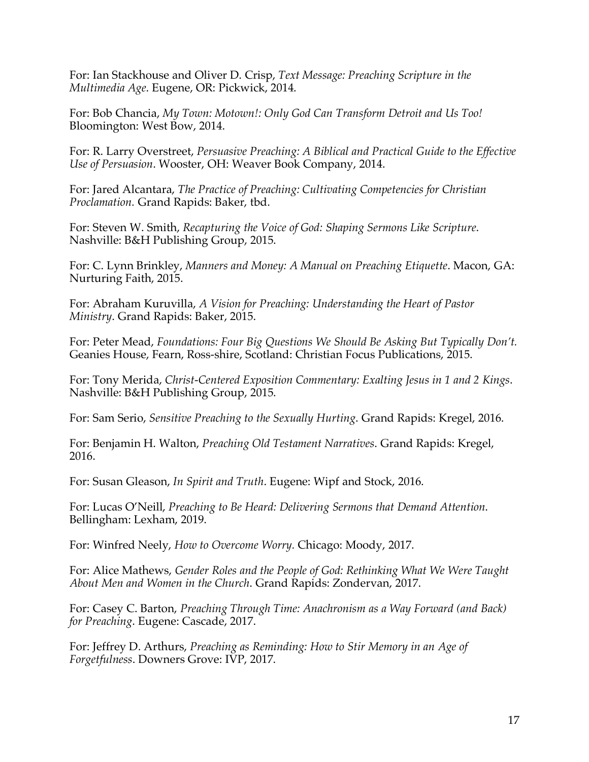For: Ian Stackhouse and Oliver D. Crisp, *Text Message: Preaching Scripture in the Multimedia Age*. Eugene, OR: Pickwick, 2014.

For: Bob Chancia, *My Town: Motown!: Only God Can Transform Detroit and Us Too!* Bloomington: West Bow, 2014.

For: R. Larry Overstreet, *Persuasive Preaching: A Biblical and Practical Guide to the Effective Use of Persuasion*. Wooster, OH: Weaver Book Company, 2014.

For: Jared Alcantara, *The Practice of Preaching: Cultivating Competencies for Christian Proclamation.* Grand Rapids: Baker, tbd.

For: Steven W. Smith, *Recapturing the Voice of God: Shaping Sermons Like Scripture*. Nashville: B&H Publishing Group, 2015.

For: C. Lynn Brinkley, *Manners and Money: A Manual on Preaching Etiquette*. Macon, GA: Nurturing Faith, 2015.

For: Abraham Kuruvilla, *A Vision for Preaching: Understanding the Heart of Pastor Ministry*. Grand Rapids: Baker, 2015.

For: Peter Mead, *Foundations: Four Big Questions We Should Be Asking But Typically Don't.* Geanies House, Fearn, Ross-shire, Scotland: Christian Focus Publications, 2015.

For: Tony Merida, *Christ-Centered Exposition Commentary: Exalting Jesus in 1 and 2 Kings*. Nashville: B&H Publishing Group, 2015.

For: Sam Serio, *Sensitive Preaching to the Sexually Hurting*. Grand Rapids: Kregel, 2016.

For: Benjamin H. Walton, *Preaching Old Testament Narratives*. Grand Rapids: Kregel, 2016.

For: Susan Gleason, *In Spirit and Truth*. Eugene: Wipf and Stock, 2016.

For: Lucas O'Neill, *Preaching to Be Heard: Delivering Sermons that Demand Attention*. Bellingham: Lexham, 2019.

For: Winfred Neely, *How to Overcome Worry.* Chicago: Moody, 2017.

For: Alice Mathews, *Gender Roles and the People of God: Rethinking What We Were Taught About Men and Women in the Church*. Grand Rapids: Zondervan, 2017.

For: Casey C. Barton, *Preaching Through Time: Anachronism as a Way Forward (and Back) for Preaching.* Eugene: Cascade, 2017.

For: Jeffrey D. Arthurs, *Preaching as Reminding: How to Stir Memory in an Age of Forgetfulness*. Downers Grove: IVP, 2017.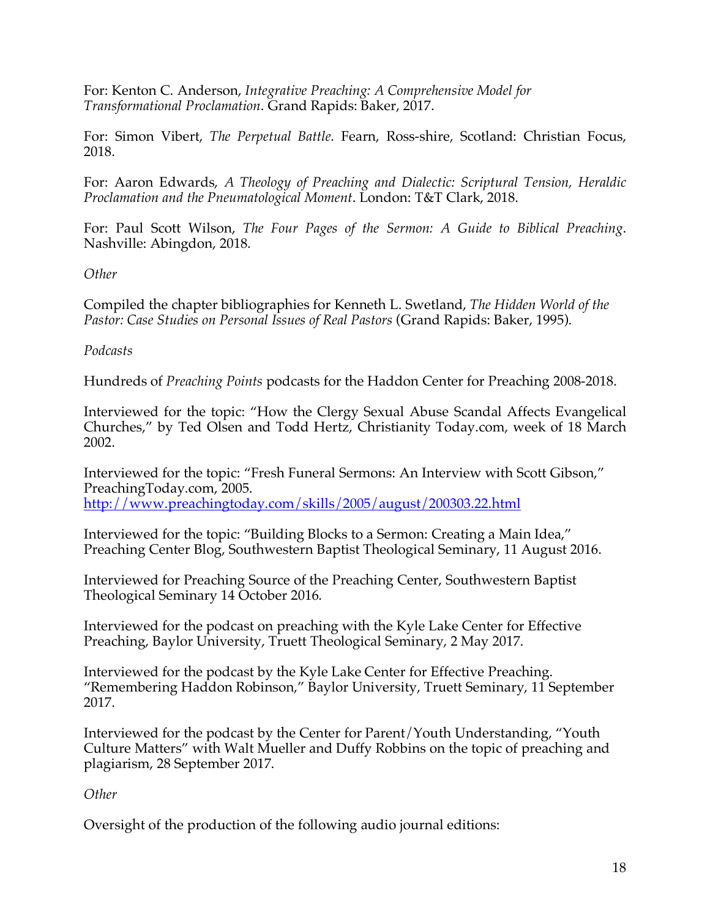For: Kenton C. Anderson, *Integrative Preaching: A Comprehensive Model for Transformational Proclamation*. Grand Rapids: Baker, 2017.

For: Simon Vibert, *The Perpetual Battle*. Fearn, Ross-shire, Scotland: Christian Focus, 2018.

For: Aaron Edwards, *A Theology of Preaching and Dialectic: Scriptural Tension, Heraldic Proclamation and the Pneumatological Moment*. London: T&T Clark, 2018.

For: Paul Scott Wilson, *The Four Pages of the Sermon: A Guide to Biblical Preaching*. Nashville: Abingdon, 2018.

*Other*

Compiled the chapter bibliographies for Kenneth L. Swetland, *The Hidden World of the Pastor: Case Studies on Personal Issues of Real Pastors* (Grand Rapids: Baker, 1995).

*Podcasts*

Hundreds of *Preaching Points* podcasts for the Haddon Center for Preaching 2008-2018.

Interviewed for the topic: "How the Clergy Sexual Abuse Scandal Affects Evangelical Churches," by Ted Olsen and Todd Hertz, Christianity Today.com, week of 18 March 2002.

Interviewed for the topic: "Fresh Funeral Sermons: An Interview with Scott Gibson," PreachingToday.com, 2005.
http://www.preachingtoday.com/skills/2005/august/200303.22.html

Interviewed for the topic: "Building Blocks to a Sermon: Creating a Main Idea," Preaching Center Blog, Southwestern Baptist Theological Seminary, 11 August 2016.

Interviewed for Preaching Source of the Preaching Center, Southwestern Baptist Theological Seminary 14 October 2016.

Interviewed for the podcast on preaching with the Kyle Lake Center for Effective Preaching, Baylor University, Truett Theological Seminary, 2 May 2017.

Interviewed for the podcast by the Kyle Lake Center for Effective Preaching. "Remembering Haddon Robinson," Baylor University, Truett Seminary, 11 September 2017.

Interviewed for the podcast by the Center for Parent/Youth Understanding, "Youth Culture Matters" with Walt Mueller and Duffy Robbins on the topic of preaching and plagiarism, 28 September 2017.

*Other*

Oversight of the production of the following audio journal editions: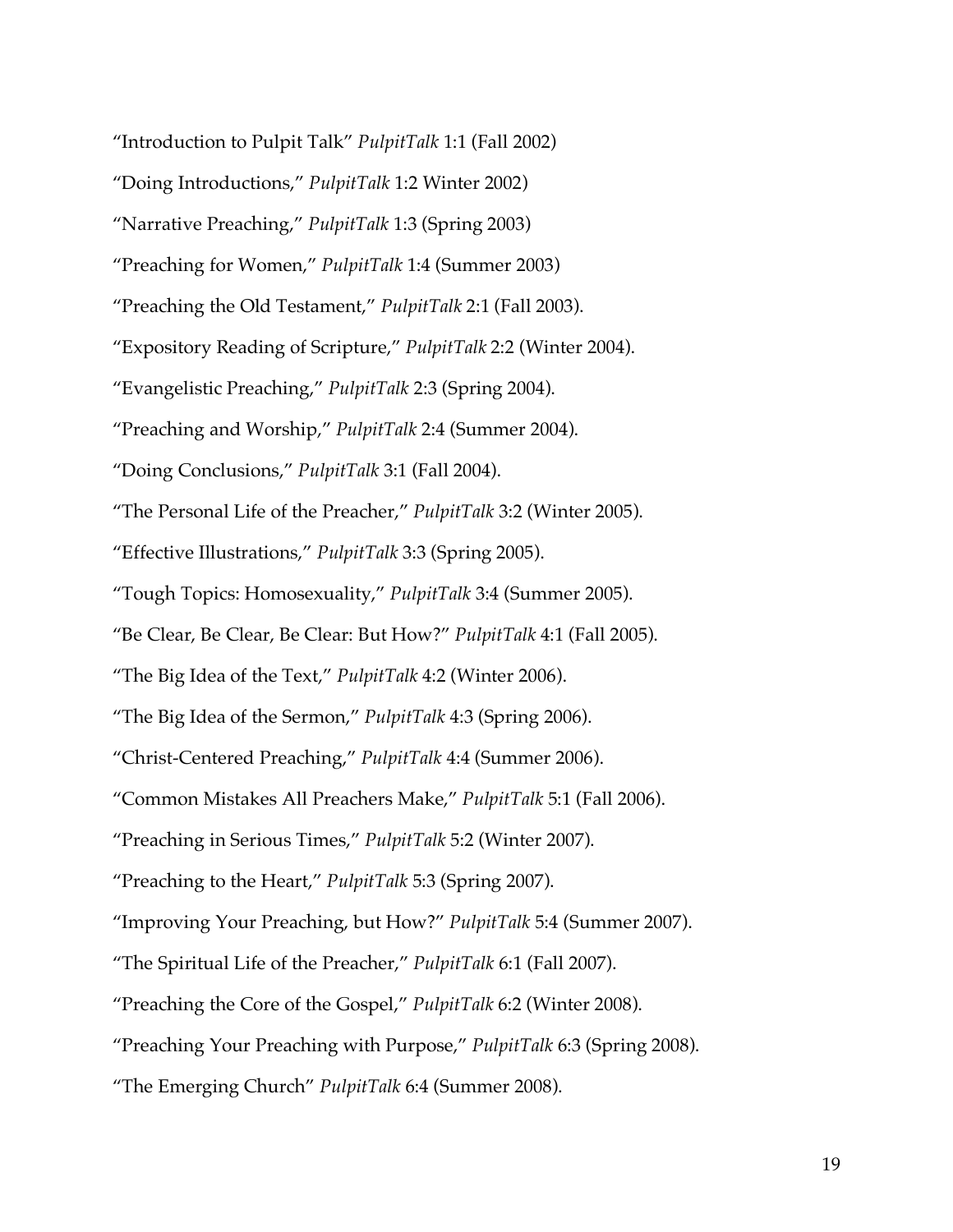"Introduction to Pulpit Talk" *PulpitTalk* 1:1 (Fall 2002)

"Doing Introductions," *PulpitTalk* 1:2 Winter 2002)

"Narrative Preaching," *PulpitTalk* 1:3 (Spring 2003)

"Preaching for Women," *PulpitTalk* 1:4 (Summer 2003)

"Preaching the Old Testament," *PulpitTalk* 2:1 (Fall 2003).

"Expository Reading of Scripture," *PulpitTalk* 2:2 (Winter 2004).

"Evangelistic Preaching," *PulpitTalk* 2:3 (Spring 2004).

"Preaching and Worship," *PulpitTalk* 2:4 (Summer 2004).

"Doing Conclusions," *PulpitTalk* 3:1 (Fall 2004).

"The Personal Life of the Preacher," *PulpitTalk* 3:2 (Winter 2005).

"Effective Illustrations," *PulpitTalk* 3:3 (Spring 2005).

"Tough Topics: Homosexuality," *PulpitTalk* 3:4 (Summer 2005).

"Be Clear, Be Clear, Be Clear: But How?" *PulpitTalk* 4:1 (Fall 2005).

"The Big Idea of the Text," *PulpitTalk* 4:2 (Winter 2006).

"The Big Idea of the Sermon," *PulpitTalk* 4:3 (Spring 2006).

"Christ-Centered Preaching," *PulpitTalk* 4:4 (Summer 2006).

"Common Mistakes All Preachers Make," *PulpitTalk* 5:1 (Fall 2006).

"Preaching in Serious Times," *PulpitTalk* 5:2 (Winter 2007).

"Preaching to the Heart," *PulpitTalk* 5:3 (Spring 2007).

"Improving Your Preaching, but How?" *PulpitTalk* 5:4 (Summer 2007).

"The Spiritual Life of the Preacher," *PulpitTalk* 6:1 (Fall 2007).

"Preaching the Core of the Gospel," *PulpitTalk* 6:2 (Winter 2008).

"Preaching Your Preaching with Purpose," *PulpitTalk* 6:3 (Spring 2008).

"The Emerging Church" *PulpitTalk* 6:4 (Summer 2008).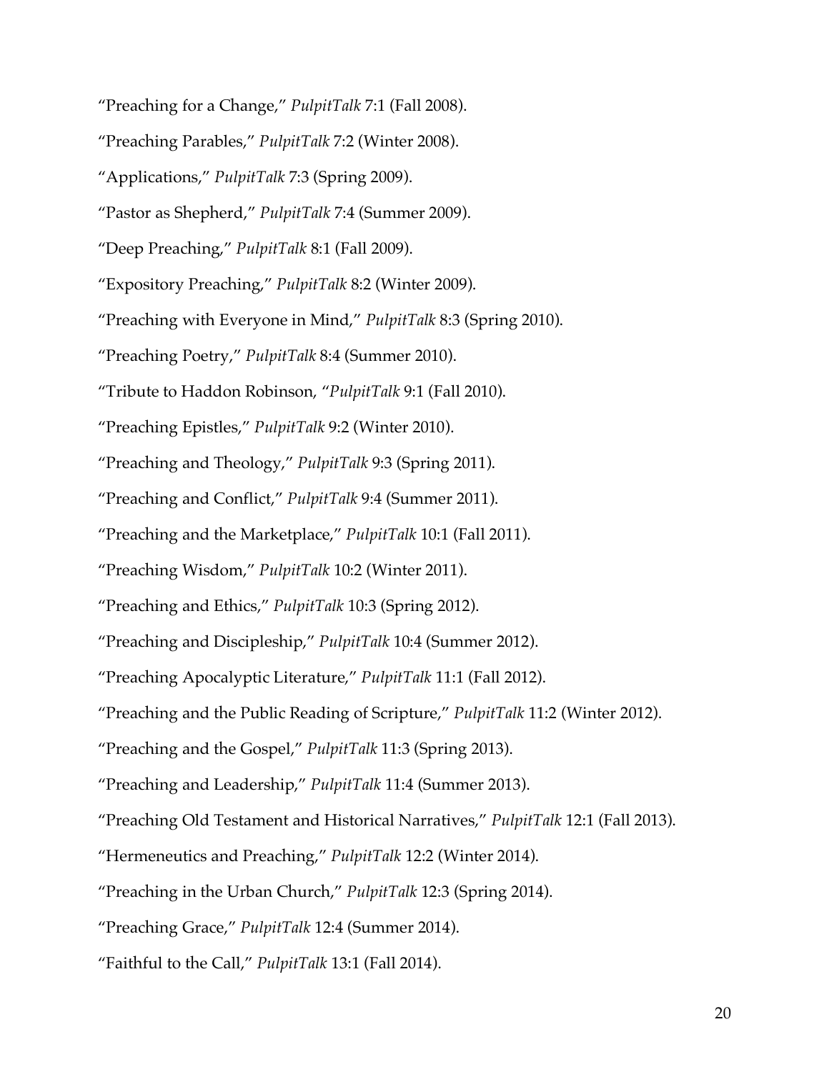"Preaching for a Change," *PulpitTalk* 7:1 (Fall 2008).

"Preaching Parables," *PulpitTalk* 7:2 (Winter 2008).

"Applications," *PulpitTalk* 7:3 (Spring 2009).

"Pastor as Shepherd," *PulpitTalk* 7:4 (Summer 2009).

"Deep Preaching," *PulpitTalk* 8:1 (Fall 2009).

"Expository Preaching," *PulpitTalk* 8:2 (Winter 2009).

"Preaching with Everyone in Mind," *PulpitTalk* 8:3 (Spring 2010).

"Preaching Poetry," *PulpitTalk* 8:4 (Summer 2010).

"Tribute to Haddon Robinson, "*PulpitTalk* 9:1 (Fall 2010).

"Preaching Epistles," *PulpitTalk* 9:2 (Winter 2010).

"Preaching and Theology," *PulpitTalk* 9:3 (Spring 2011).

"Preaching and Conflict," *PulpitTalk* 9:4 (Summer 2011).

"Preaching and the Marketplace," *PulpitTalk* 10:1 (Fall 2011).

"Preaching Wisdom," *PulpitTalk* 10:2 (Winter 2011).

"Preaching and Ethics," *PulpitTalk* 10:3 (Spring 2012).

"Preaching and Discipleship," *PulpitTalk* 10:4 (Summer 2012).

"Preaching Apocalyptic Literature," *PulpitTalk* 11:1 (Fall 2012).

"Preaching and the Public Reading of Scripture," *PulpitTalk* 11:2 (Winter 2012).

"Preaching and the Gospel," *PulpitTalk* 11:3 (Spring 2013).

"Preaching and Leadership," *PulpitTalk* 11:4 (Summer 2013).

"Preaching Old Testament and Historical Narratives," *PulpitTalk* 12:1 (Fall 2013).

"Hermeneutics and Preaching," *PulpitTalk* 12:2 (Winter 2014).

"Preaching in the Urban Church," *PulpitTalk* 12:3 (Spring 2014).

"Preaching Grace," *PulpitTalk* 12:4 (Summer 2014).

"Faithful to the Call," *PulpitTalk* 13:1 (Fall 2014).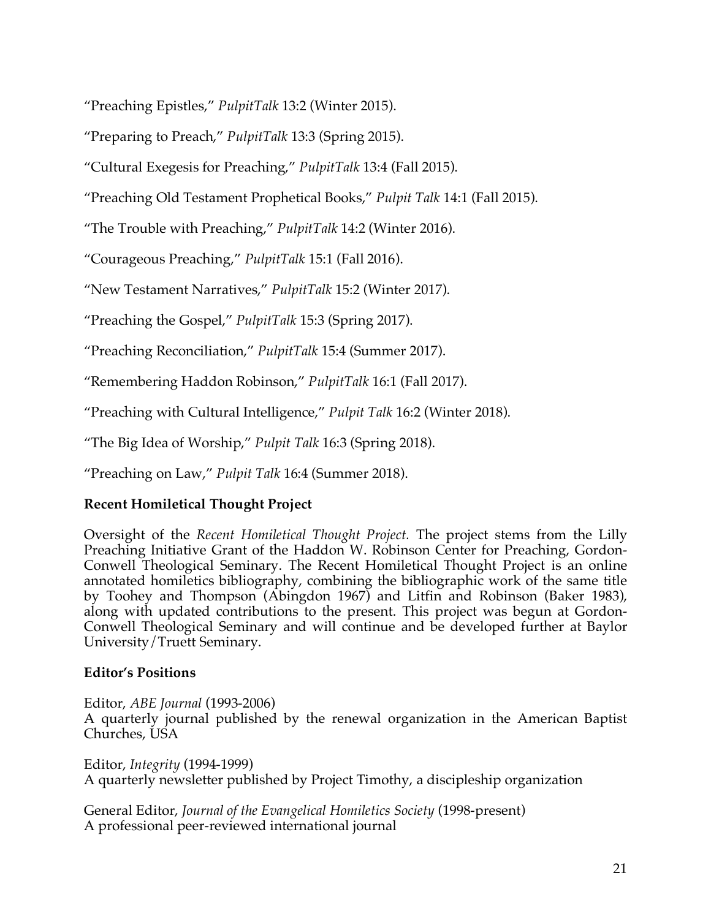"Preaching Epistles," *PulpitTalk* 13:2 (Winter 2015).

"Preparing to Preach," *PulpitTalk* 13:3 (Spring 2015).

"Cultural Exegesis for Preaching," *PulpitTalk* 13:4 (Fall 2015).

"Preaching Old Testament Prophetical Books," *Pulpit Talk* 14:1 (Fall 2015).

"The Trouble with Preaching," *PulpitTalk* 14:2 (Winter 2016).

"Courageous Preaching," *PulpitTalk* 15:1 (Fall 2016).

"New Testament Narratives," *PulpitTalk* 15:2 (Winter 2017).

"Preaching the Gospel," *PulpitTalk* 15:3 (Spring 2017).

"Preaching Reconciliation," *PulpitTalk* 15:4 (Summer 2017).

"Remembering Haddon Robinson," *PulpitTalk* 16:1 (Fall 2017).

"Preaching with Cultural Intelligence," *Pulpit Talk* 16:2 (Winter 2018).

"The Big Idea of Worship," *Pulpit Talk* 16:3 (Spring 2018).

"Preaching on Law," *Pulpit Talk* 16:4 (Summer 2018).

**Recent Homiletical Thought Project**

Oversight of the *Recent Homiletical Thought Project.* The project stems from the Lilly Preaching Initiative Grant of the Haddon W. Robinson Center for Preaching, Gordon-Conwell Theological Seminary. The Recent Homiletical Thought Project is an online annotated homiletics bibliography, combining the bibliographic work of the same title by Toohey and Thompson (Abingdon 1967) and Litfin and Robinson (Baker 1983), along with updated contributions to the present. This project was begun at Gordon-Conwell Theological Seminary and will continue and be developed further at Baylor University/Truett Seminary.

**Editor's Positions**

Editor, *ABE Journal* (1993-2006)
A quarterly journal published by the renewal organization in the American Baptist Churches, USA

Editor, *Integrity* (1994-1999)
A quarterly newsletter published by Project Timothy, a discipleship organization

General Editor, *Journal of the Evangelical Homiletics Society* (1998-present)
A professional peer-reviewed international journal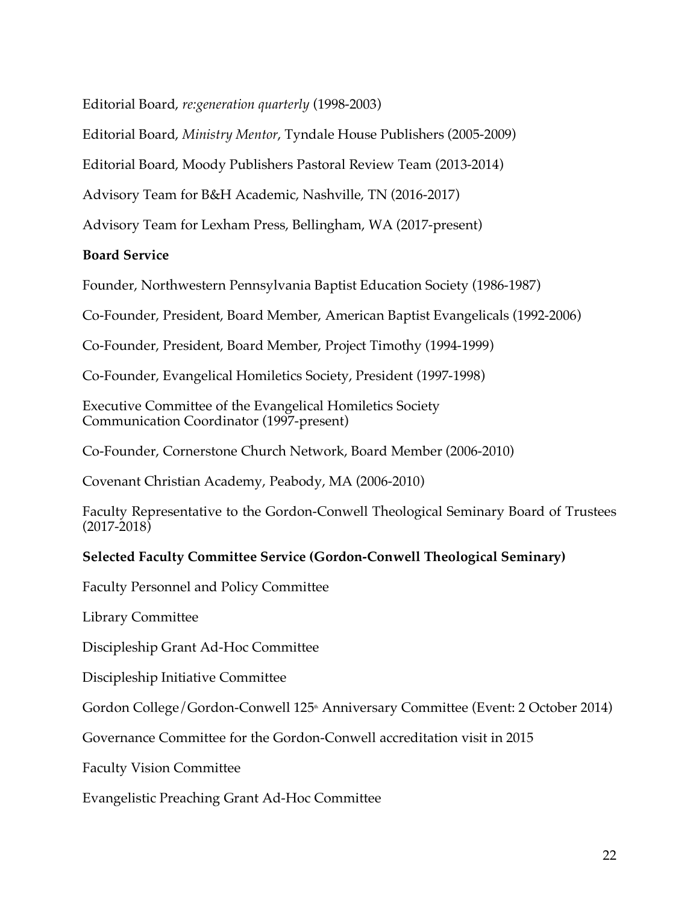Editorial Board, *re:generation quarterly* (1998-2003)

Editorial Board, *Ministry Mentor*, Tyndale House Publishers (2005-2009)

Editorial Board, Moody Publishers Pastoral Review Team (2013-2014)

Advisory Team for B&H Academic, Nashville, TN (2016-2017)

Advisory Team for Lexham Press, Bellingham, WA (2017-present)

**Board Service**

Founder, Northwestern Pennsylvania Baptist Education Society (1986-1987)

Co-Founder, President, Board Member, American Baptist Evangelicals (1992-2006)

Co-Founder, President, Board Member, Project Timothy (1994-1999)

Co-Founder, Evangelical Homiletics Society, President (1997-1998)

Executive Committee of the Evangelical Homiletics Society
Communication Coordinator (1997-present)

Co-Founder, Cornerstone Church Network, Board Member (2006-2010)

Covenant Christian Academy, Peabody, MA (2006-2010)

Faculty Representative to the Gordon-Conwell Theological Seminary Board of Trustees (2017-2018)

**Selected Faculty Committee Service (Gordon-Conwell Theological Seminary)**

Faculty Personnel and Policy Committee

Library Committee

Discipleship Grant Ad-Hoc Committee

Discipleship Initiative Committee

Gordon College/Gordon-Conwell 125th Anniversary Committee (Event: 2 October 2014)

Governance Committee for the Gordon-Conwell accreditation visit in 2015

Faculty Vision Committee

Evangelistic Preaching Grant Ad-Hoc Committee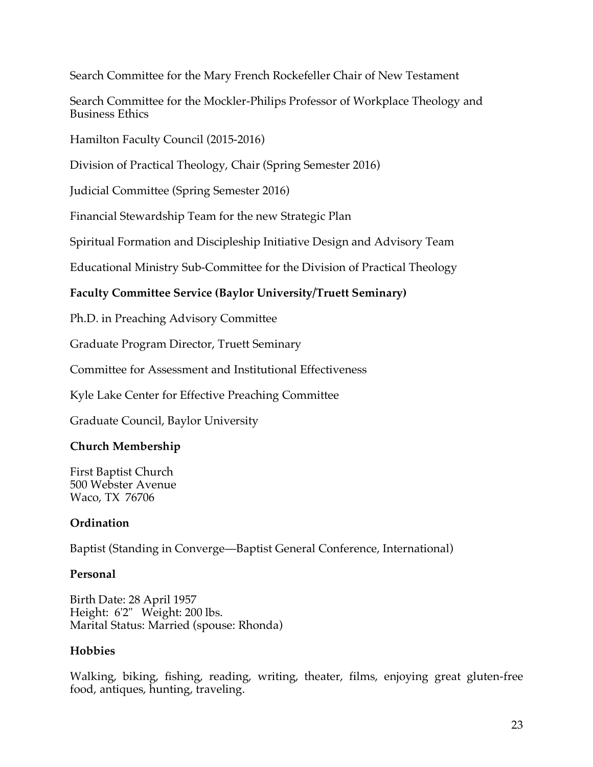Search Committee for the Mary French Rockefeller Chair of New Testament

Search Committee for the Mockler-Philips Professor of Workplace Theology and Business Ethics

Hamilton Faculty Council (2015-2016)

Division of Practical Theology, Chair (Spring Semester 2016)

Judicial Committee (Spring Semester 2016)

Financial Stewardship Team for the new Strategic Plan

Spiritual Formation and Discipleship Initiative Design and Advisory Team

Educational Ministry Sub-Committee for the Division of Practical Theology

**Faculty Committee Service (Baylor University/Truett Seminary)**

Ph.D. in Preaching Advisory Committee

Graduate Program Director, Truett Seminary

Committee for Assessment and Institutional Effectiveness

Kyle Lake Center for Effective Preaching Committee

Graduate Council, Baylor University

**Church Membership**

First Baptist Church
500 Webster Avenue
Waco, TX 76706

**Ordination**

Baptist (Standing in Converge—Baptist General Conference, International)

**Personal**

Birth Date: 28 April 1957
Height: 6'2" Weight: 200 lbs.
Marital Status: Married (spouse: Rhonda)

**Hobbies**

Walking, biking, fishing, reading, writing, theater, films, enjoying great gluten-free food, antiques, hunting, traveling.